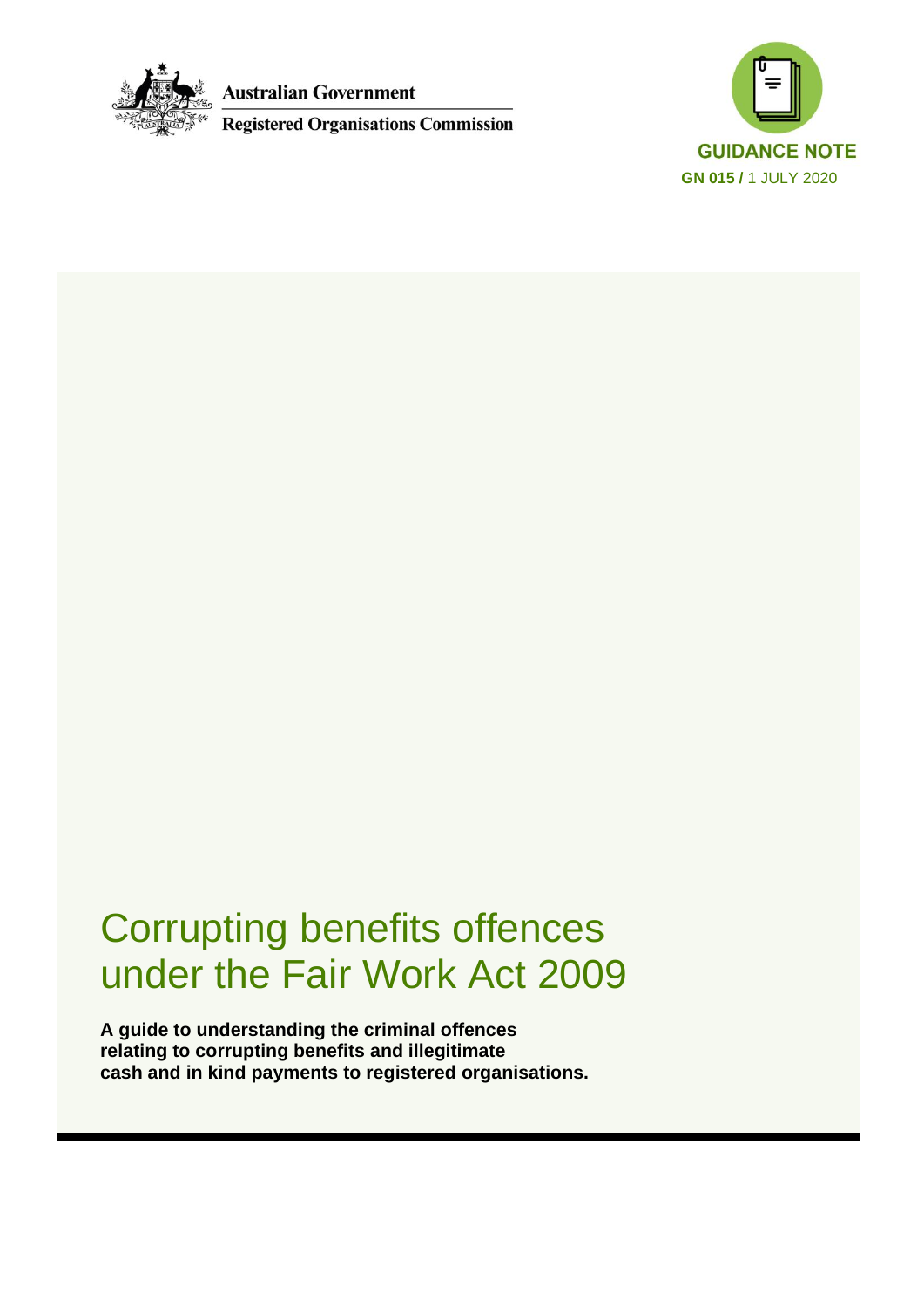Australian Government

Registered Organisations Commission

**GUIDANCE NOTE**

**GN 015 /** 1 JULY 2020

# Corrupting benefits offences under the Fair Work Act 2009

**A guide to understanding the criminal offences relating to corrupting benefits and illegitimate cash and in kind payments to registered organisations.**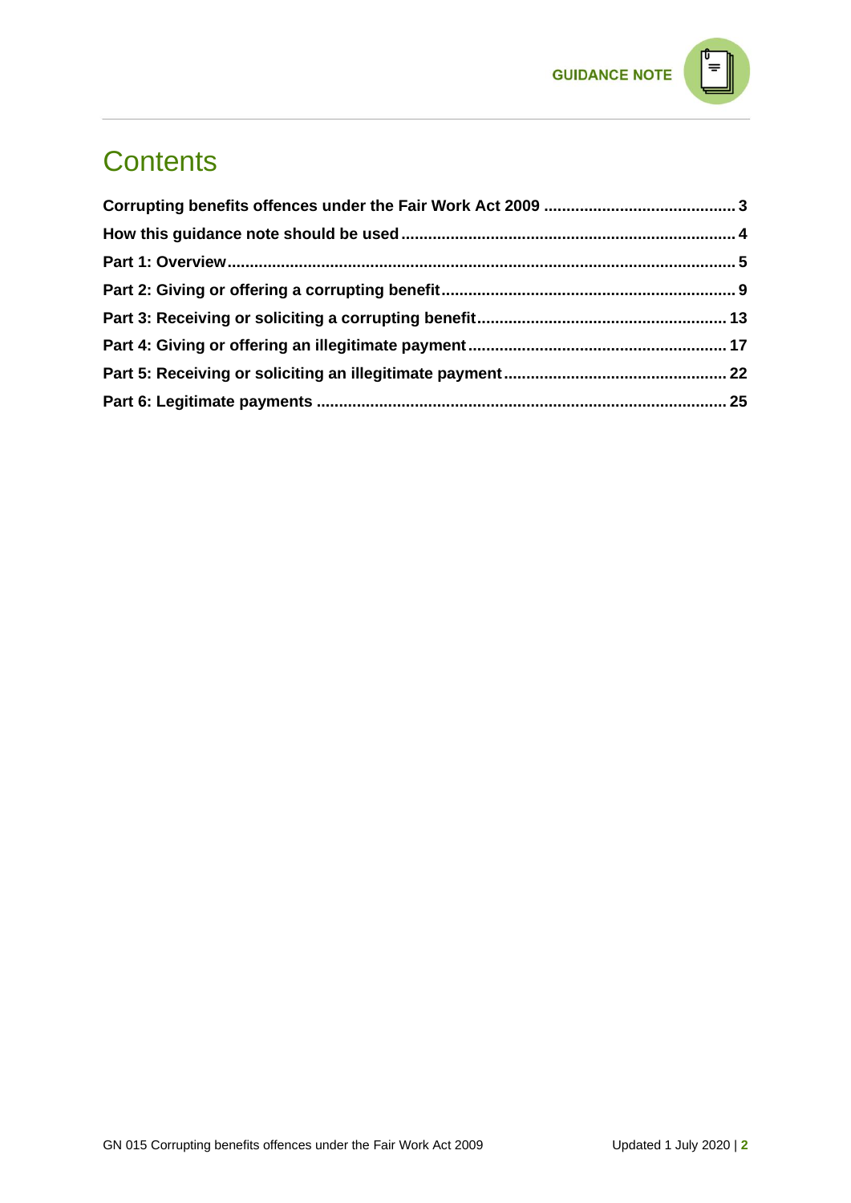# Contents

**Corrupting benefits offences under the Fair Work Act 2009** ........................................ **3**

**How this guidance note should be used** ........................................ **4**

**Part 1: Overview** ........................................ **5**

**Part 2: Giving or offering a corrupting benefit** ........................................ **9**

**Part 3: Receiving or soliciting a corrupting benefit** ........................................ **13**

**Part 4: Giving or offering an illegitimate payment** ........................................ **17**

**Part 5: Receiving or soliciting an illegitimate payment** ........................................ **22**

**Part 6: Legitimate payments** ........................................ **25**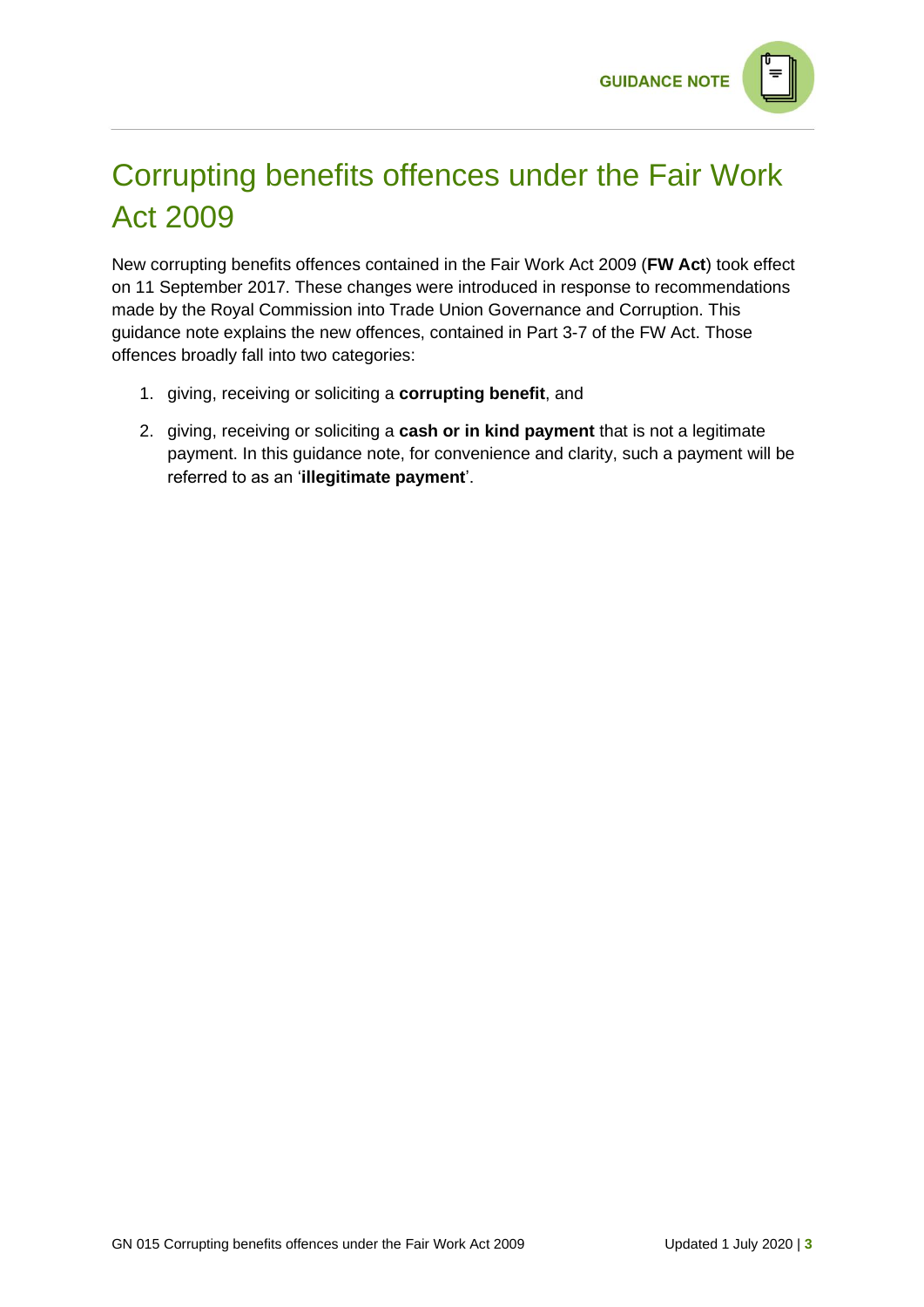# Corrupting benefits offences under the Fair Work Act 2009

New corrupting benefits offences contained in the Fair Work Act 2009 (**FW Act**) took effect on 11 September 2017. These changes were introduced in response to recommendations made by the Royal Commission into Trade Union Governance and Corruption. This guidance note explains the new offences, contained in Part 3-7 of the FW Act. Those offences broadly fall into two categories:

1. giving, receiving or soliciting a **corrupting benefit**, and
2. giving, receiving or soliciting a **cash or in kind payment** that is not a legitimate payment. In this guidance note, for convenience and clarity, such a payment will be referred to as an '**illegitimate payment**'.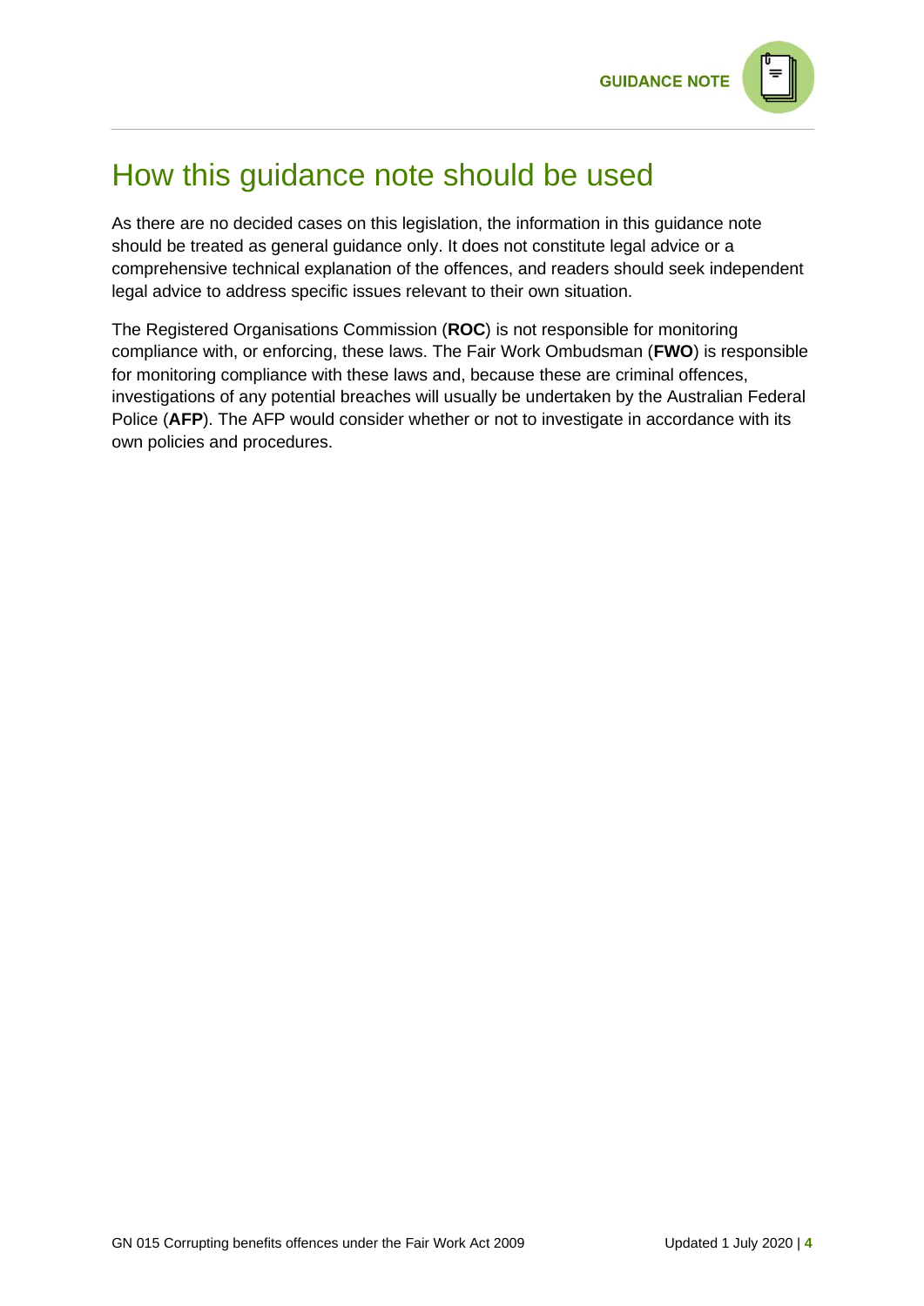# How this guidance note should be used

As there are no decided cases on this legislation, the information in this guidance note should be treated as general guidance only. It does not constitute legal advice or a comprehensive technical explanation of the offences, and readers should seek independent legal advice to address specific issues relevant to their own situation.

The Registered Organisations Commission (**ROC**) is not responsible for monitoring compliance with, or enforcing, these laws. The Fair Work Ombudsman (**FWO**) is responsible for monitoring compliance with these laws and, because these are criminal offences, investigations of any potential breaches will usually be undertaken by the Australian Federal Police (**AFP**). The AFP would consider whether or not to investigate in accordance with its own policies and procedures.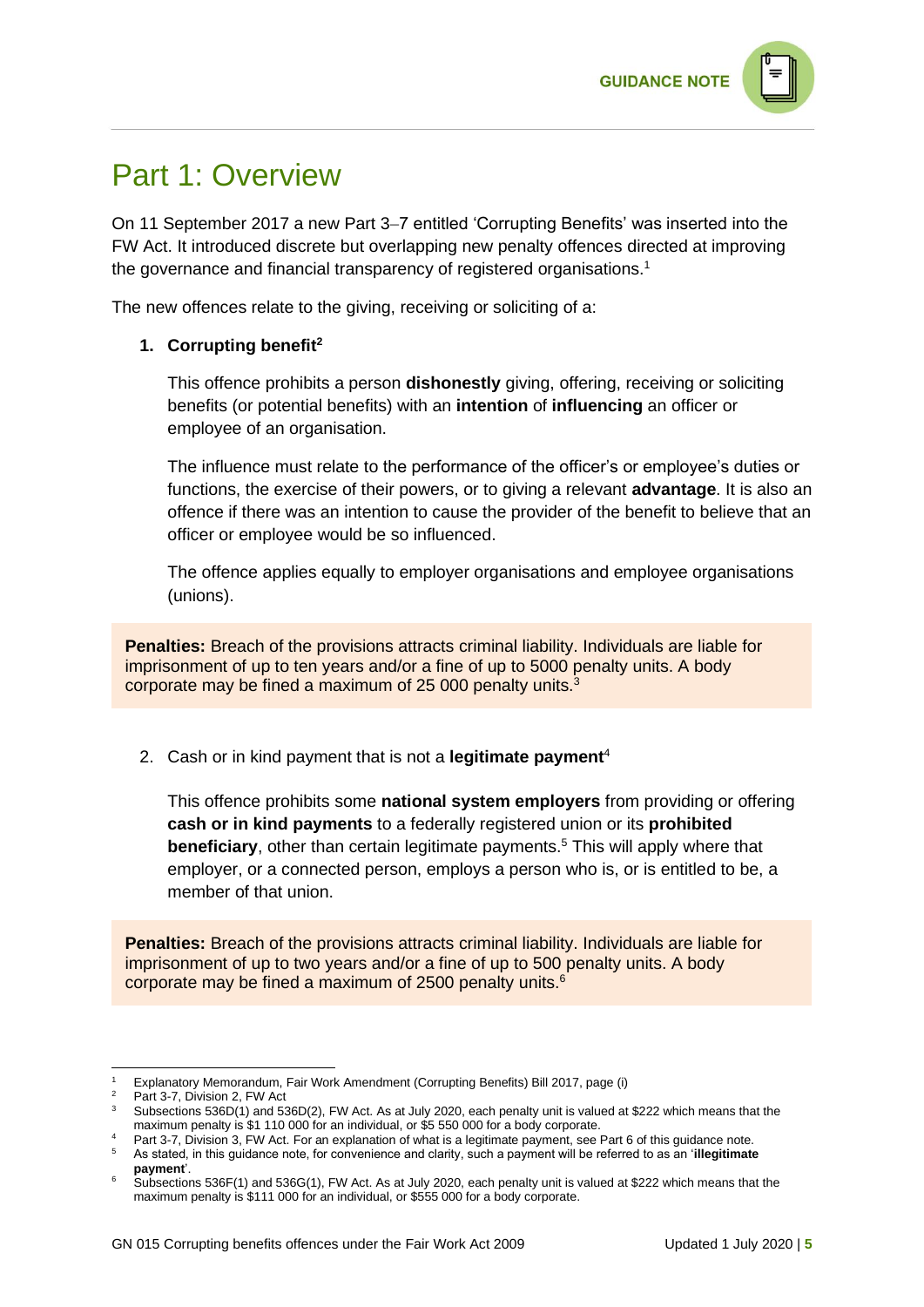# Part 1: Overview

On 11 September 2017 a new Part 3–7 entitled 'Corrupting Benefits' was inserted into the FW Act. It introduced discrete but overlapping new penalty offences directed at improving the governance and financial transparency of registered organisations.[1]

The new offences relate to the giving, receiving or soliciting of a:

1. **Corrupting benefit**[2]

   This offence prohibits a person **dishonestly** giving, offering, receiving or soliciting benefits (or potential benefits) with an **intention** of **influencing** an officer or employee of an organisation.

   The influence must relate to the performance of the officer's or employee's duties or functions, the exercise of their powers, or to giving a relevant **advantage**. It is also an offence if there was an intention to cause the provider of the benefit to believe that an officer or employee would be so influenced.

   The offence applies equally to employer organisations and employee organisations (unions).

**Penalties:** Breach of the provisions attracts criminal liability. Individuals are liable for imprisonment of up to ten years and/or a fine of up to 5000 penalty units. A body corporate may be fined a maximum of 25 000 penalty units.[3]

2. Cash or in kind payment that is not a **legitimate payment**[4]

   This offence prohibits some **national system employers** from providing or offering **cash or in kind payments** to a federally registered union or its **prohibited beneficiary**, other than certain legitimate payments.[5] This will apply where that employer, or a connected person, employs a person who is, or is entitled to be, a member of that union.

**Penalties:** Breach of the provisions attracts criminal liability. Individuals are liable for imprisonment of up to two years and/or a fine of up to 500 penalty units. A body corporate may be fined a maximum of 2500 penalty units.[6]

---

[1] Explanatory Memorandum, Fair Work Amendment (Corrupting Benefits) Bill 2017, page (i)

[2] Part 3-7, Division 2, FW Act

[3] Subsections 536D(1) and 536D(2), FW Act. As at July 2020, each penalty unit is valued at $222 which means that the maximum penalty is $1 110 000 for an individual, or $5 550 000 for a body corporate.

[4] Part 3-7, Division 3, FW Act. For an explanation of what is a legitimate payment, see Part 6 of this guidance note.

[5] As stated, in this guidance note, for convenience and clarity, such a payment will be referred to as an '**illegitimate payment**'.

[6] Subsections 536F(1) and 536G(1), FW Act. As at July 2020, each penalty unit is valued at $222 which means that the maximum penalty is $111 000 for an individual, or $555 000 for a body corporate.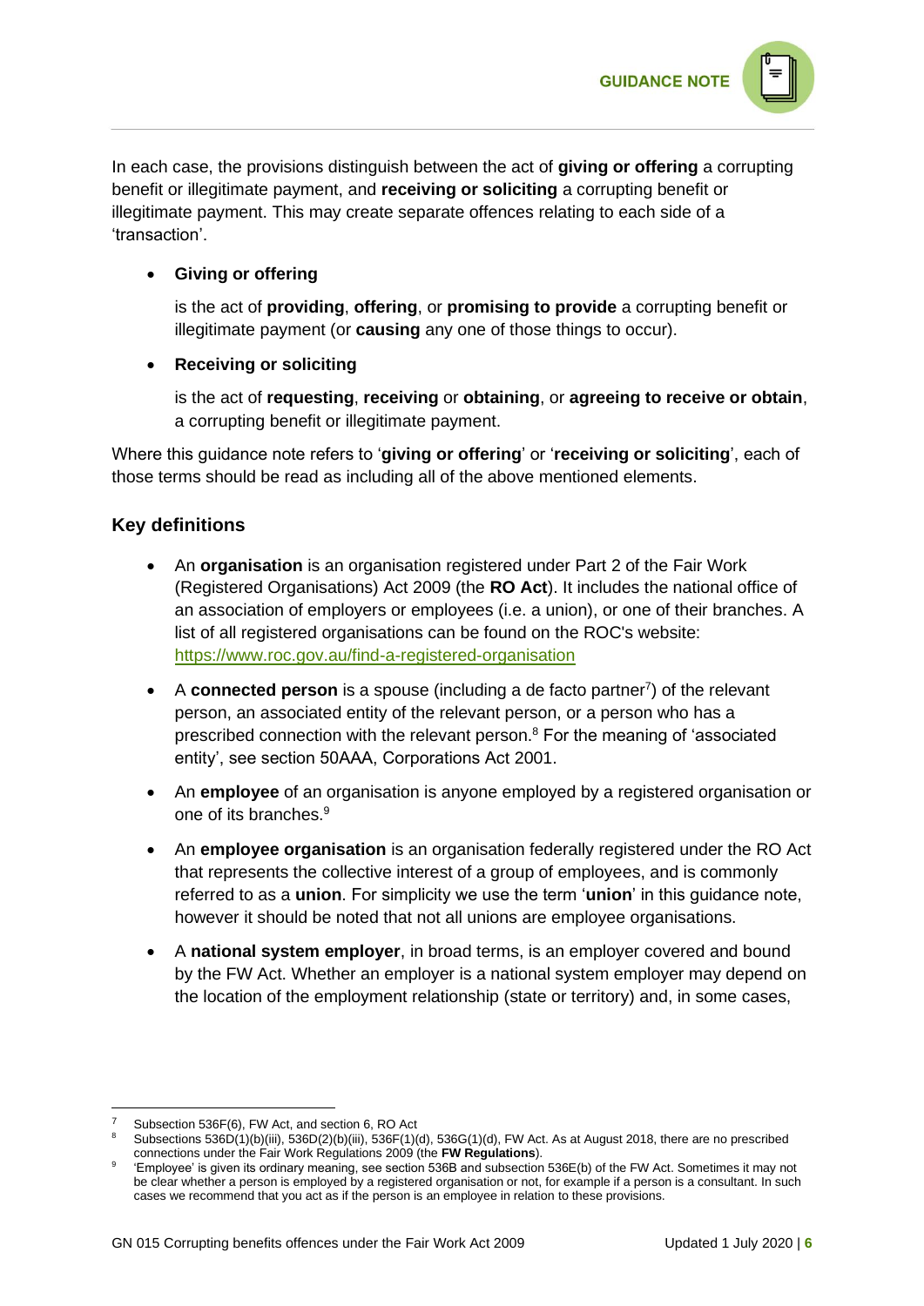In each case, the provisions distinguish between the act of **giving or offering** a corrupting benefit or illegitimate payment, and **receiving or soliciting** a corrupting benefit or illegitimate payment. This may create separate offences relating to each side of a 'transaction'.

- **Giving or offering**

  is the act of **providing**, **offering**, or **promising to provide** a corrupting benefit or illegitimate payment (or **causing** any one of those things to occur).

- **Receiving or soliciting**

  is the act of **requesting**, **receiving** or **obtaining**, or **agreeing to receive or obtain**, a corrupting benefit or illegitimate payment.

Where this guidance note refers to '**giving or offering**' or '**receiving or soliciting**', each of those terms should be read as including all of the above mentioned elements.

## Key definitions

- An **organisation** is an organisation registered under Part 2 of the Fair Work (Registered Organisations) Act 2009 (the **RO Act**). It includes the national office of an association of employers or employees (i.e. a union), or one of their branches. A list of all registered organisations can be found on the ROC's website: https://www.roc.gov.au/find-a-registered-organisation
- A **connected person** is a spouse (including a de facto partner[7]) of the relevant person, an associated entity of the relevant person, or a person who has a prescribed connection with the relevant person.[8] For the meaning of 'associated entity', see section 50AAA, Corporations Act 2001.
- An **employee** of an organisation is anyone employed by a registered organisation or one of its branches.[9]
- An **employee organisation** is an organisation federally registered under the RO Act that represents the collective interest of a group of employees, and is commonly referred to as a **union**. For simplicity we use the term '**union**' in this guidance note, however it should be noted that not all unions are employee organisations.
- A **national system employer**, in broad terms, is an employer covered and bound by the FW Act. Whether an employer is a national system employer may depend on the location of the employment relationship (state or territory) and, in some cases,

---

[7] Subsection 536F(6), FW Act, and section 6, RO Act

[8] Subsections 536D(1)(b)(iii), 536D(2)(b)(iii), 536F(1)(d), 536G(1)(d), FW Act. As at August 2018, there are no prescribed connections under the Fair Work Regulations 2009 (the **FW Regulations**).

[9] 'Employee' is given its ordinary meaning, see section 536B and subsection 536E(b) of the FW Act. Sometimes it may not be clear whether a person is employed by a registered organisation or not, for example if a person is a consultant. In such cases we recommend that you act as if the person is an employee in relation to these provisions.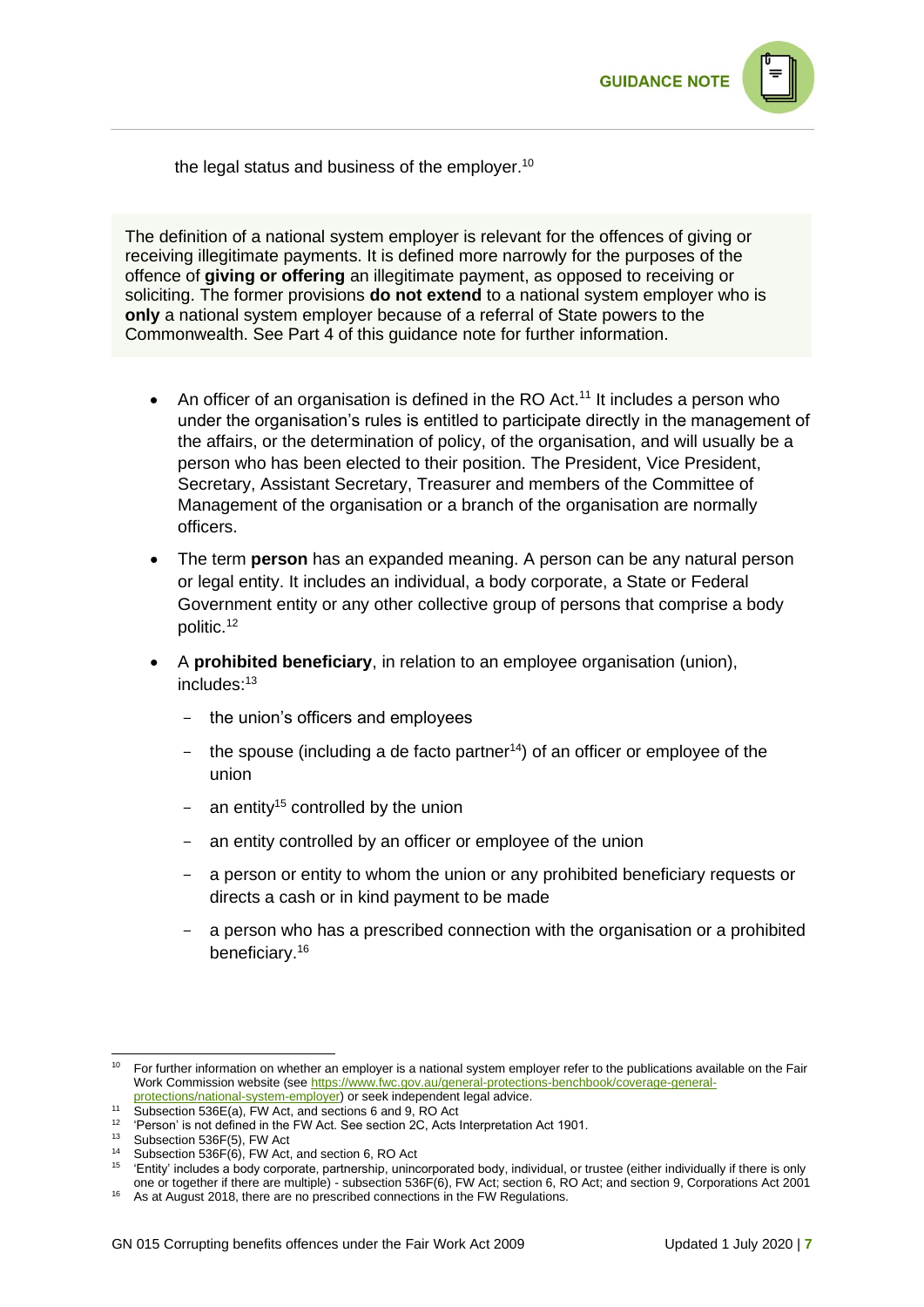the legal status and business of the employer.[10]

> The definition of a national system employer is relevant for the offences of giving or receiving illegitimate payments. It is defined more narrowly for the purposes of the offence of **giving or offering** an illegitimate payment, as opposed to receiving or soliciting. The former provisions **do not extend** to a national system employer who is **only** a national system employer because of a referral of State powers to the Commonwealth. See Part 4 of this guidance note for further information.

- An officer of an organisation is defined in the RO Act.[11] It includes a person who under the organisation's rules is entitled to participate directly in the management of the affairs, or the determination of policy, of the organisation, and will usually be a person who has been elected to their position. The President, Vice President, Secretary, Assistant Secretary, Treasurer and members of the Committee of Management of the organisation or a branch of the organisation are normally officers.
- The term **person** has an expanded meaning. A person can be any natural person or legal entity. It includes an individual, a body corporate, a State or Federal Government entity or any other collective group of persons that comprise a body politic.[12]
- A **prohibited beneficiary**, in relation to an employee organisation (union), includes:[13]
  - the union's officers and employees
  - the spouse (including a de facto partner[14]) of an officer or employee of the union
  - an entity[15] controlled by the union
  - an entity controlled by an officer or employee of the union
  - a person or entity to whom the union or any prohibited beneficiary requests or directs a cash or in kind payment to be made
  - a person who has a prescribed connection with the organisation or a prohibited beneficiary.[16]

---

[10] For further information on whether an employer is a national system employer refer to the publications available on the Fair Work Commission website (see https://www.fwc.gov.au/general-protections-benchbook/coverage-general-protections/national-system-employer) or seek independent legal advice.

[11] Subsection 536E(a), FW Act, and sections 6 and 9, RO Act

[12] 'Person' is not defined in the FW Act. See section 2C, Acts Interpretation Act 1901.

[13] Subsection 536F(5), FW Act

[14] Subsection 536F(6), FW Act, and section 6, RO Act

[15] 'Entity' includes a body corporate, partnership, unincorporated body, individual, or trustee (either individually if there is only one or together if there are multiple) - subsection 536F(6), FW Act; section 6, RO Act; and section 9, Corporations Act 2001

[16] As at August 2018, there are no prescribed connections in the FW Regulations.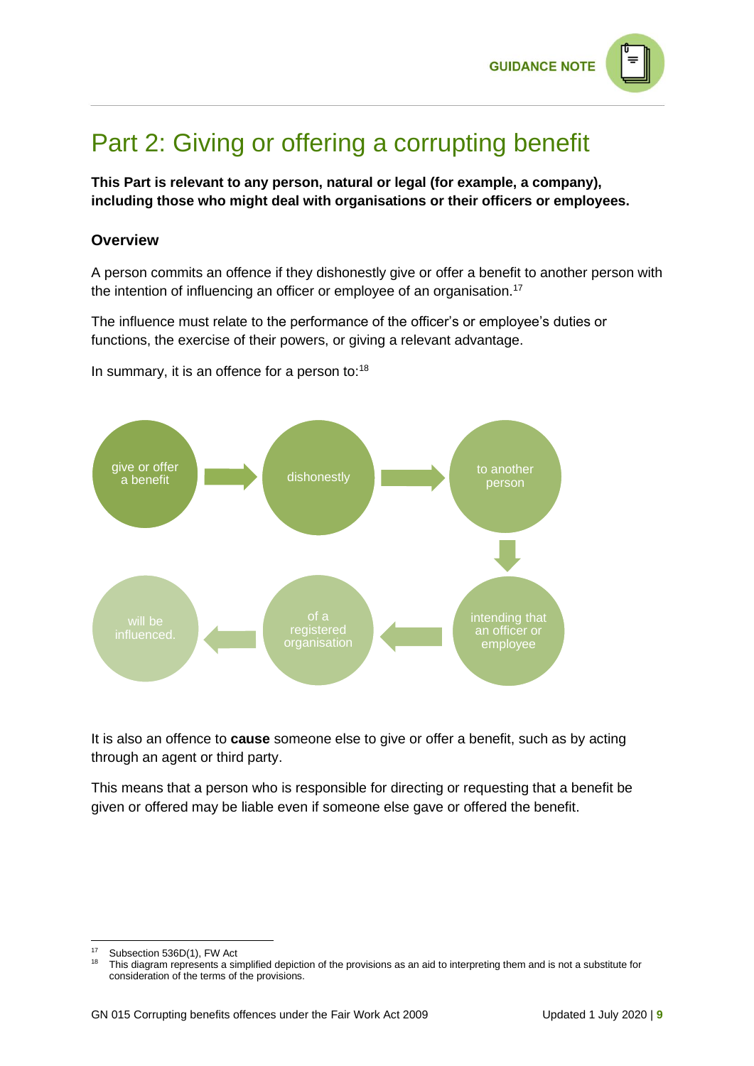# Part 2: Giving or offering a corrupting benefit

**This Part is relevant to any person, natural or legal (for example, a company), including those who might deal with organisations or their officers or employees.**

### Overview

A person commits an offence if they dishonestly give or offer a benefit to another person with the intention of influencing an officer or employee of an organisation.[17]

The influence must relate to the performance of the officer's or employee's duties or functions, the exercise of their powers, or giving a relevant advantage.

In summary, it is an offence for a person to:[18]

give or offer a benefit → dishonestly → to another person → intending that an officer or employee → of a registered organisation → will be influenced.

It is also an offence to **cause** someone else to give or offer a benefit, such as by acting through an agent or third party.

This means that a person who is responsible for directing or requesting that a benefit be given or offered may be liable even if someone else gave or offered the benefit.

---

[17] Subsection 536D(1), FW Act

[18] This diagram represents a simplified depiction of the provisions as an aid to interpreting them and is not a substitute for consideration of the terms of the provisions.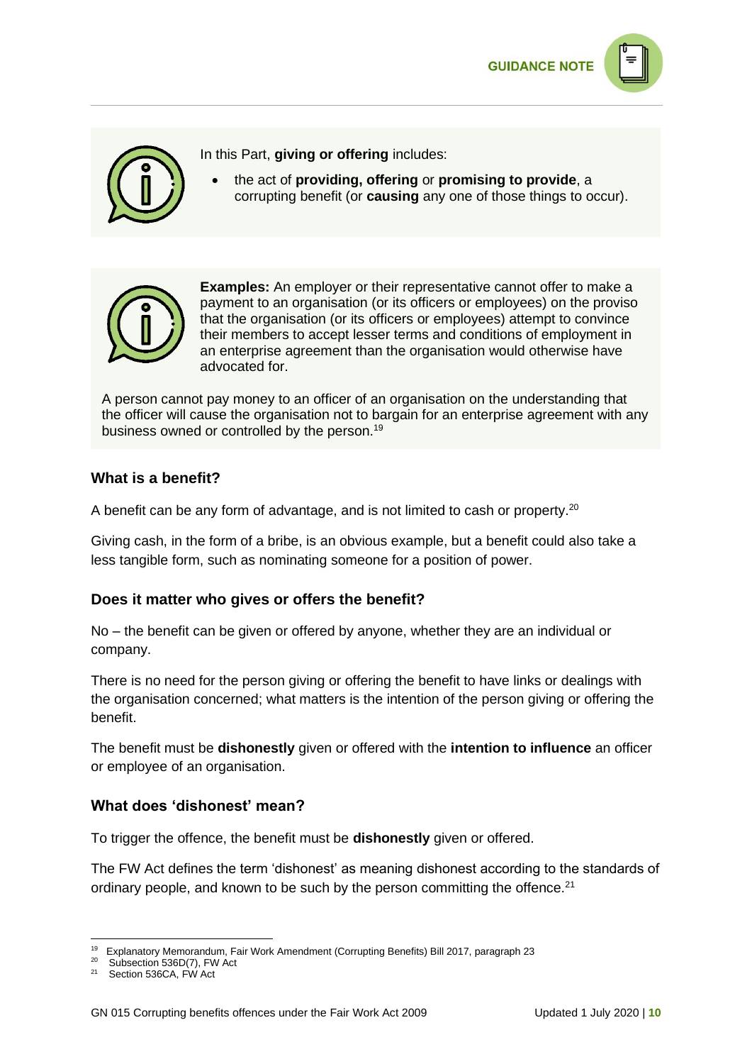In this Part, **giving or offering** includes:

- the act of **providing, offering** or **promising to provide**, a corrupting benefit (or **causing** any one of those things to occur).

**Examples:** An employer or their representative cannot offer to make a payment to an organisation (or its officers or employees) on the proviso that the organisation (or its officers or employees) attempt to convince their members to accept lesser terms and conditions of employment in an enterprise agreement than the organisation would otherwise have advocated for.

A person cannot pay money to an officer of an organisation on the understanding that the officer will cause the organisation not to bargain for an enterprise agreement with any business owned or controlled by the person.[19]

### What is a benefit?

A benefit can be any form of advantage, and is not limited to cash or property.[20]

Giving cash, in the form of a bribe, is an obvious example, but a benefit could also take a less tangible form, such as nominating someone for a position of power.

### Does it matter who gives or offers the benefit?

No – the benefit can be given or offered by anyone, whether they are an individual or company.

There is no need for the person giving or offering the benefit to have links or dealings with the organisation concerned; what matters is the intention of the person giving or offering the benefit.

The benefit must be **dishonestly** given or offered with the **intention to influence** an officer or employee of an organisation.

### What does 'dishonest' mean?

To trigger the offence, the benefit must be **dishonestly** given or offered.

The FW Act defines the term 'dishonest' as meaning dishonest according to the standards of ordinary people, and known to be such by the person committing the offence.[21]

---

[19] Explanatory Memorandum, Fair Work Amendment (Corrupting Benefits) Bill 2017, paragraph 23

[20] Subsection 536D(7), FW Act

[21] Section 536CA, FW Act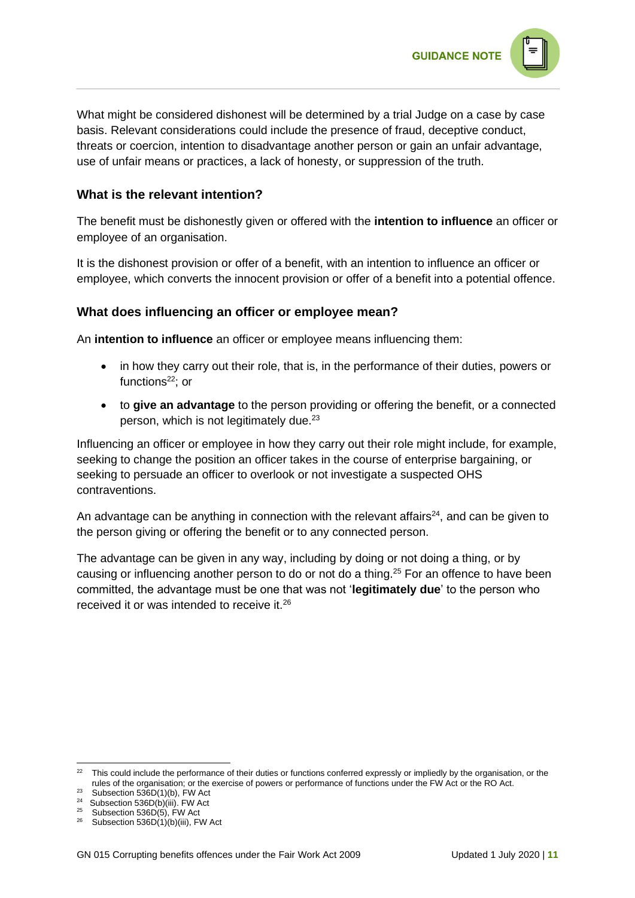What might be considered dishonest will be determined by a trial Judge on a case by case basis. Relevant considerations could include the presence of fraud, deceptive conduct, threats or coercion, intention to disadvantage another person or gain an unfair advantage, use of unfair means or practices, a lack of honesty, or suppression of the truth.

### What is the relevant intention?

The benefit must be dishonestly given or offered with the **intention to influence** an officer or employee of an organisation.

It is the dishonest provision or offer of a benefit, with an intention to influence an officer or employee, which converts the innocent provision or offer of a benefit into a potential offence.

### What does influencing an officer or employee mean?

An **intention to influence** an officer or employee means influencing them:

- in how they carry out their role, that is, in the performance of their duties, powers or functions[22]; or
- to **give an advantage** to the person providing or offering the benefit, or a connected person, which is not legitimately due.[23]

Influencing an officer or employee in how they carry out their role might include, for example, seeking to change the position an officer takes in the course of enterprise bargaining, or seeking to persuade an officer to overlook or not investigate a suspected OHS contraventions.

An advantage can be anything in connection with the relevant affairs[24], and can be given to the person giving or offering the benefit or to any connected person.

The advantage can be given in any way, including by doing or not doing a thing, or by causing or influencing another person to do or not do a thing.[25] For an offence to have been committed, the advantage must be one that was not '**legitimately due**' to the person who received it or was intended to receive it.[26]

---

[22] This could include the performance of their duties or functions conferred expressly or impliedly by the organisation, or the rules of the organisation; or the exercise of powers or performance of functions under the FW Act or the RO Act.

[23] Subsection 536D(1)(b), FW Act

[24] Subsection 536D(b)(iii). FW Act

[25] Subsection 536D(5), FW Act

[26] Subsection 536D(1)(b)(iii), FW Act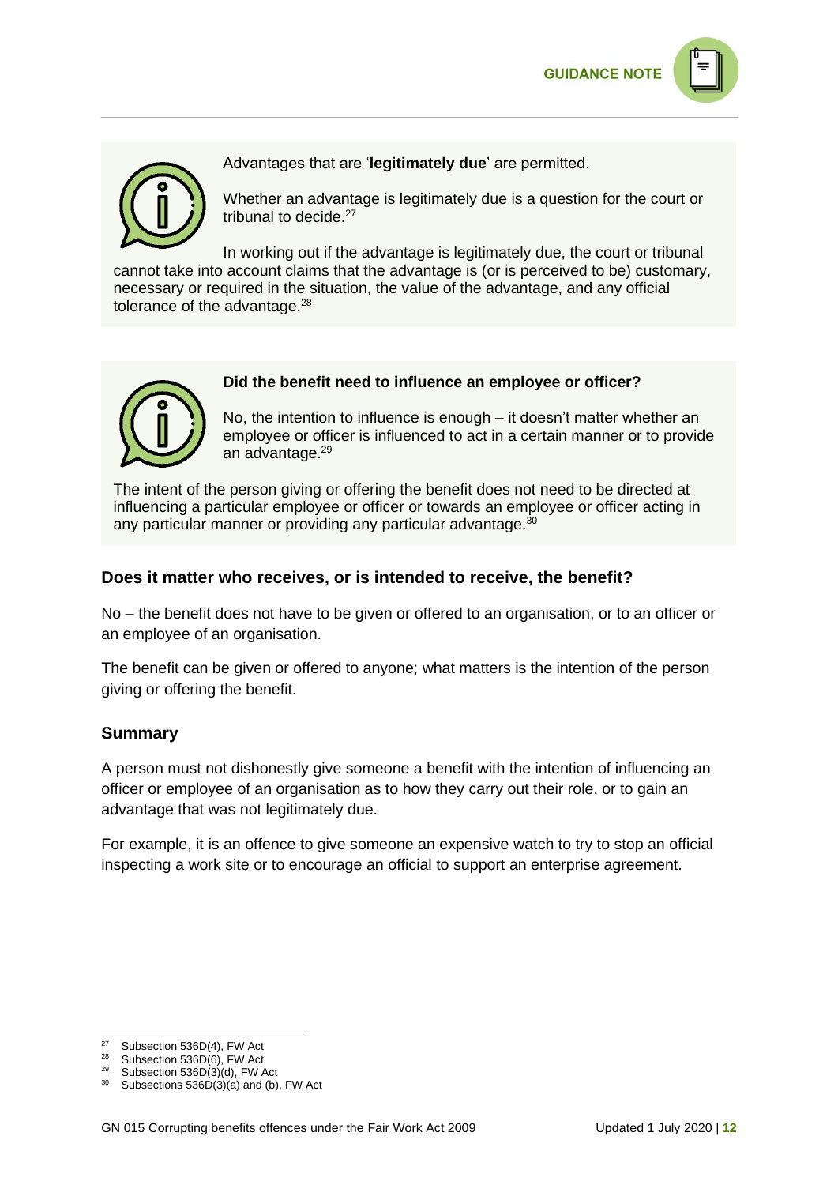Advantages that are '**legitimately due**' are permitted.

Whether an advantage is legitimately due is a question for the court or tribunal to decide.[27]

In working out if the advantage is legitimately due, the court or tribunal cannot take into account claims that the advantage is (or is perceived to be) customary, necessary or required in the situation, the value of the advantage, and any official tolerance of the advantage.[28]

**Did the benefit need to influence an employee or officer?**

No, the intention to influence is enough – it doesn't matter whether an employee or officer is influenced to act in a certain manner or to provide an advantage.[29]

The intent of the person giving or offering the benefit does not need to be directed at influencing a particular employee or officer or towards an employee or officer acting in any particular manner or providing any particular advantage.[30]

### Does it matter who receives, or is intended to receive, the benefit?

No – the benefit does not have to be given or offered to an organisation, or to an officer or an employee of an organisation.

The benefit can be given or offered to anyone; what matters is the intention of the person giving or offering the benefit.

### Summary

A person must not dishonestly give someone a benefit with the intention of influencing an officer or employee of an organisation as to how they carry out their role, or to gain an advantage that was not legitimately due.

For example, it is an offence to give someone an expensive watch to try to stop an official inspecting a work site or to encourage an official to support an enterprise agreement.

---

[27] Subsection 536D(4), FW Act
[28] Subsection 536D(6), FW Act
[29] Subsection 536D(3)(d), FW Act
[30] Subsections 536D(3)(a) and (b), FW Act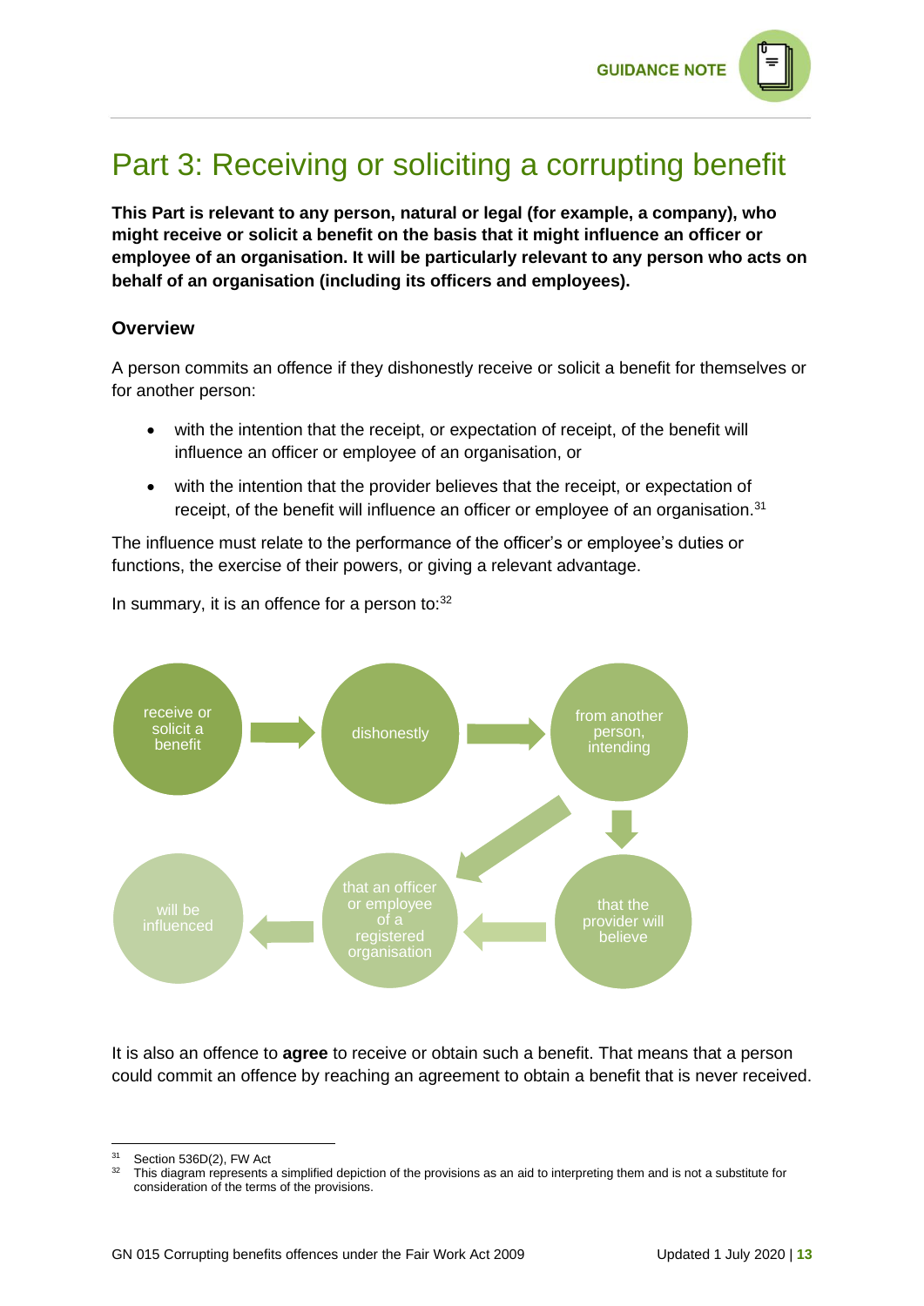# Part 3: Receiving or soliciting a corrupting benefit

**This Part is relevant to any person, natural or legal (for example, a company), who might receive or solicit a benefit on the basis that it might influence an officer or employee of an organisation. It will be particularly relevant to any person who acts on behalf of an organisation (including its officers and employees).**

## Overview

A person commits an offence if they dishonestly receive or solicit a benefit for themselves or for another person:

- with the intention that the receipt, or expectation of receipt, of the benefit will influence an officer or employee of an organisation, or
- with the intention that the provider believes that the receipt, or expectation of receipt, of the benefit will influence an officer or employee of an organisation.[31]

The influence must relate to the performance of the officer's or employee's duties or functions, the exercise of their powers, or giving a relevant advantage.

In summary, it is an offence for a person to:[32]

receive or solicit a benefit → dishonestly → from another person, intending → that the provider will believe / that an officer or employee of a registered organisation → will be influenced

It is also an offence to **agree** to receive or obtain such a benefit. That means that a person could commit an offence by reaching an agreement to obtain a benefit that is never received.

---

[31] Section 536D(2), FW Act

[32] This diagram represents a simplified depiction of the provisions as an aid to interpreting them and is not a substitute for consideration of the terms of the provisions.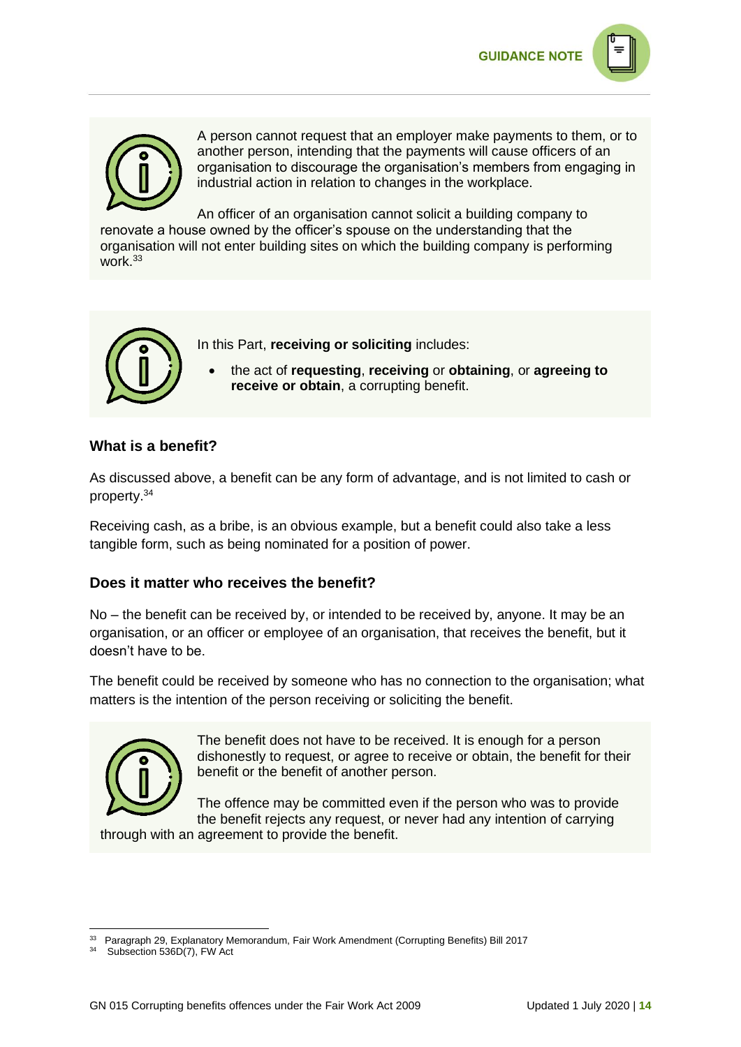A person cannot request that an employer make payments to them, or to another person, intending that the payments will cause officers of an organisation to discourage the organisation's members from engaging in industrial action in relation to changes in the workplace.

An officer of an organisation cannot solicit a building company to renovate a house owned by the officer's spouse on the understanding that the organisation will not enter building sites on which the building company is performing work.[33]

In this Part, **receiving or soliciting** includes:

- the act of **requesting**, **receiving** or **obtaining**, or **agreeing to receive or obtain**, a corrupting benefit.

### What is a benefit?

As discussed above, a benefit can be any form of advantage, and is not limited to cash or property.[34]

Receiving cash, as a bribe, is an obvious example, but a benefit could also take a less tangible form, such as being nominated for a position of power.

### Does it matter who receives the benefit?

No – the benefit can be received by, or intended to be received by, anyone. It may be an organisation, or an officer or employee of an organisation, that receives the benefit, but it doesn't have to be.

The benefit could be received by someone who has no connection to the organisation; what matters is the intention of the person receiving or soliciting the benefit.

The benefit does not have to be received. It is enough for a person dishonestly to request, or agree to receive or obtain, the benefit for their benefit or the benefit of another person.

The offence may be committed even if the person who was to provide the benefit rejects any request, or never had any intention of carrying through with an agreement to provide the benefit.

---

[33] Paragraph 29, Explanatory Memorandum, Fair Work Amendment (Corrupting Benefits) Bill 2017

[34] Subsection 536D(7), FW Act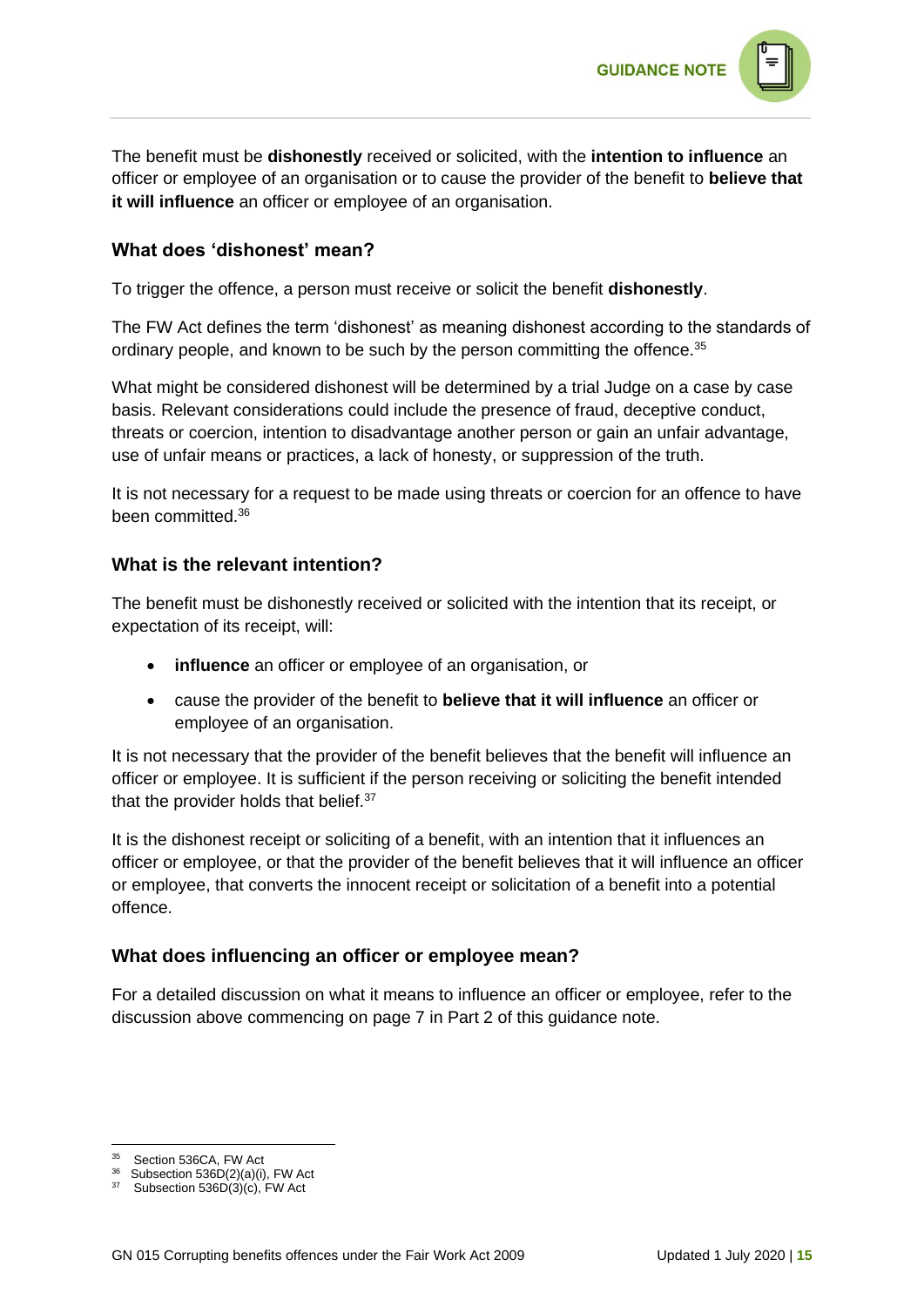The benefit must be **dishonestly** received or solicited, with the **intention to influence** an officer or employee of an organisation or to cause the provider of the benefit to **believe that it will influence** an officer or employee of an organisation.

### What does 'dishonest' mean?

To trigger the offence, a person must receive or solicit the benefit **dishonestly**.

The FW Act defines the term 'dishonest' as meaning dishonest according to the standards of ordinary people, and known to be such by the person committing the offence.[35]

What might be considered dishonest will be determined by a trial Judge on a case by case basis. Relevant considerations could include the presence of fraud, deceptive conduct, threats or coercion, intention to disadvantage another person or gain an unfair advantage, use of unfair means or practices, a lack of honesty, or suppression of the truth.

It is not necessary for a request to be made using threats or coercion for an offence to have been committed.[36]

### What is the relevant intention?

The benefit must be dishonestly received or solicited with the intention that its receipt, or expectation of its receipt, will:

- **influence** an officer or employee of an organisation, or
- cause the provider of the benefit to **believe that it will influence** an officer or employee of an organisation.

It is not necessary that the provider of the benefit believes that the benefit will influence an officer or employee. It is sufficient if the person receiving or soliciting the benefit intended that the provider holds that belief.[37]

It is the dishonest receipt or soliciting of a benefit, with an intention that it influences an officer or employee, or that the provider of the benefit believes that it will influence an officer or employee, that converts the innocent receipt or solicitation of a benefit into a potential offence.

### What does influencing an officer or employee mean?

For a detailed discussion on what it means to influence an officer or employee, refer to the discussion above commencing on page 7 in Part 2 of this guidance note.

---

[35] Section 536CA, FW Act
[36] Subsection 536D(2)(a)(i), FW Act
[37] Subsection 536D(3)(c), FW Act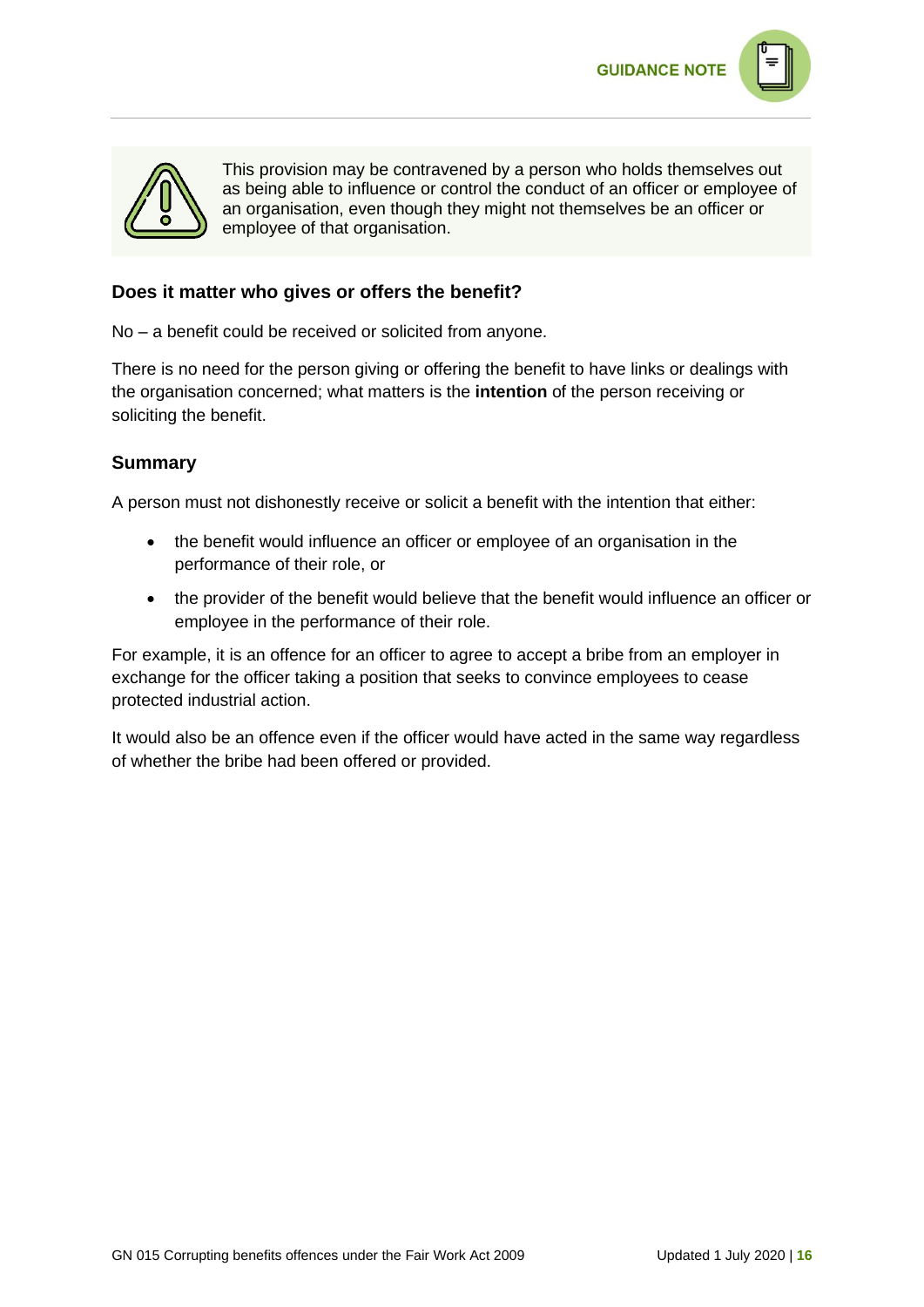> This provision may be contravened by a person who holds themselves out as being able to influence or control the conduct of an officer or employee of an organisation, even though they might not themselves be an officer or employee of that organisation.

### Does it matter who gives or offers the benefit?

No – a benefit could be received or solicited from anyone.

There is no need for the person giving or offering the benefit to have links or dealings with the organisation concerned; what matters is the **intention** of the person receiving or soliciting the benefit.

### Summary

A person must not dishonestly receive or solicit a benefit with the intention that either:

- the benefit would influence an officer or employee of an organisation in the performance of their role, or
- the provider of the benefit would believe that the benefit would influence an officer or employee in the performance of their role.

For example, it is an offence for an officer to agree to accept a bribe from an employer in exchange for the officer taking a position that seeks to convince employees to cease protected industrial action.

It would also be an offence even if the officer would have acted in the same way regardless of whether the bribe had been offered or provided.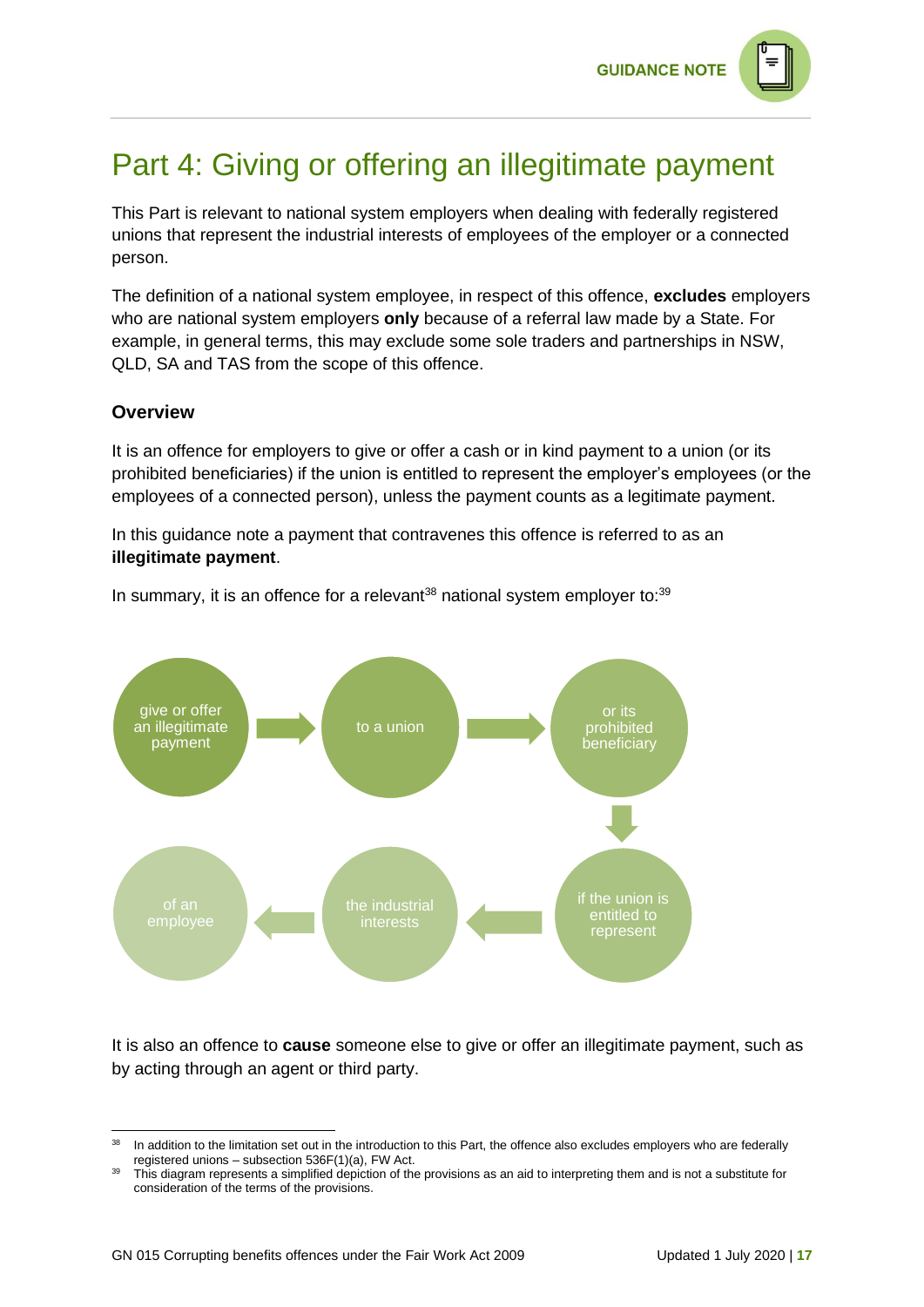# Part 4: Giving or offering an illegitimate payment

This Part is relevant to national system employers when dealing with federally registered unions that represent the industrial interests of employees of the employer or a connected person.

The definition of a national system employee, in respect of this offence, **excludes** employers who are national system employers **only** because of a referral law made by a State. For example, in general terms, this may exclude some sole traders and partnerships in NSW, QLD, SA and TAS from the scope of this offence.

### Overview

It is an offence for employers to give or offer a cash or in kind payment to a union (or its prohibited beneficiaries) if the union is entitled to represent the employer's employees (or the employees of a connected person), unless the payment counts as a legitimate payment.

In this guidance note a payment that contravenes this offence is referred to as an **illegitimate payment**.

In summary, it is an offence for a relevant[38] national system employer to:[39]

give or offer an illegitimate payment → to a union → or its prohibited beneficiary → if the union is entitled to represent → the industrial interests → of an employee

It is also an offence to **cause** someone else to give or offer an illegitimate payment, such as by acting through an agent or third party.

---

[38] In addition to the limitation set out in the introduction to this Part, the offence also excludes employers who are federally registered unions – subsection 536F(1)(a), FW Act.

[39] This diagram represents a simplified depiction of the provisions as an aid to interpreting them and is not a substitute for consideration of the terms of the provisions.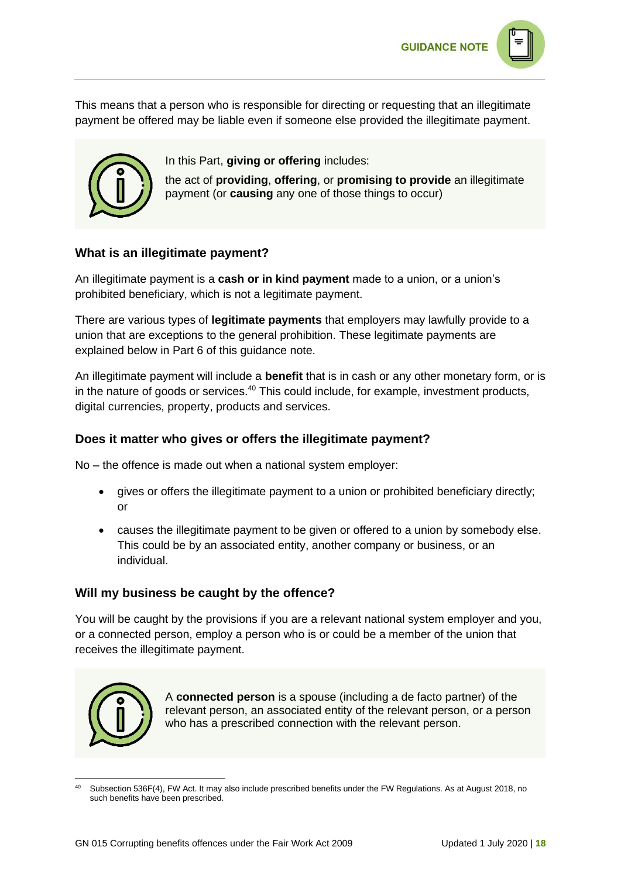This means that a person who is responsible for directing or requesting that an illegitimate payment be offered may be liable even if someone else provided the illegitimate payment.

> In this Part, **giving or offering** includes:
>
> the act of **providing**, **offering**, or **promising to provide** an illegitimate payment (or **causing** any one of those things to occur)

### What is an illegitimate payment?

An illegitimate payment is a **cash or in kind payment** made to a union, or a union's prohibited beneficiary, which is not a legitimate payment.

There are various types of **legitimate payments** that employers may lawfully provide to a union that are exceptions to the general prohibition. These legitimate payments are explained below in Part 6 of this guidance note.

An illegitimate payment will include a **benefit** that is in cash or any other monetary form, or is in the nature of goods or services.[40] This could include, for example, investment products, digital currencies, property, products and services.

### Does it matter who gives or offers the illegitimate payment?

No – the offence is made out when a national system employer:

- gives or offers the illegitimate payment to a union or prohibited beneficiary directly; or
- causes the illegitimate payment to be given or offered to a union by somebody else. This could be by an associated entity, another company or business, or an individual.

### Will my business be caught by the offence?

You will be caught by the provisions if you are a relevant national system employer and you, or a connected person, employ a person who is or could be a member of the union that receives the illegitimate payment.

> A **connected person** is a spouse (including a de facto partner) of the relevant person, an associated entity of the relevant person, or a person who has a prescribed connection with the relevant person.

---

[40] Subsection 536F(4), FW Act. It may also include prescribed benefits under the FW Regulations. As at August 2018, no such benefits have been prescribed.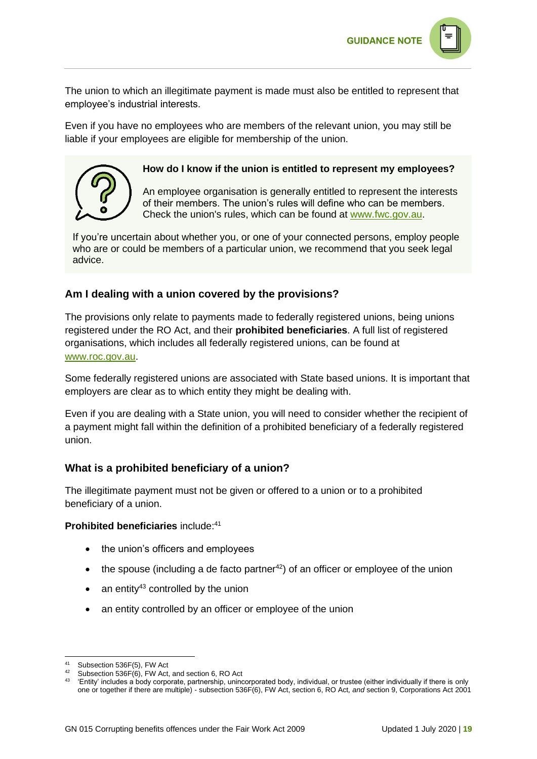The union to which an illegitimate payment is made must also be entitled to represent that employee's industrial interests.

Even if you have no employees who are members of the relevant union, you may still be liable if your employees are eligible for membership of the union.

> **How do I know if the union is entitled to represent my employees?**
>
> An employee organisation is generally entitled to represent the interests of their members. The union's rules will define who can be members. Check the union's rules, which can be found at [www.fwc.gov.au](http://www.fwc.gov.au).
>
> If you're uncertain about whether you, or one of your connected persons, employ people who are or could be members of a particular union, we recommend that you seek legal advice.

### Am I dealing with a union covered by the provisions?

The provisions only relate to payments made to federally registered unions, being unions registered under the RO Act, and their **prohibited beneficiaries**. A full list of registered organisations, which includes all federally registered unions, can be found at [www.roc.gov.au](http://www.roc.gov.au).

Some federally registered unions are associated with State based unions. It is important that employers are clear as to which entity they might be dealing with.

Even if you are dealing with a State union, you will need to consider whether the recipient of a payment might fall within the definition of a prohibited beneficiary of a federally registered union.

### What is a prohibited beneficiary of a union?

The illegitimate payment must not be given or offered to a union or to a prohibited beneficiary of a union.

**Prohibited beneficiaries** include:[41]

- the union's officers and employees
- the spouse (including a de facto partner[42]) of an officer or employee of the union
- an entity[43] controlled by the union
- an entity controlled by an officer or employee of the union

---

[41] Subsection 536F(5), FW Act

[42] Subsection 536F(6), FW Act, and section 6, RO Act

[43] 'Entity' includes a body corporate, partnership, unincorporated body, individual, or trustee (either individually if there is only one or together if there are multiple) - subsection 536F(6), FW Act, section 6, RO Act, *and* section 9, Corporations Act 2001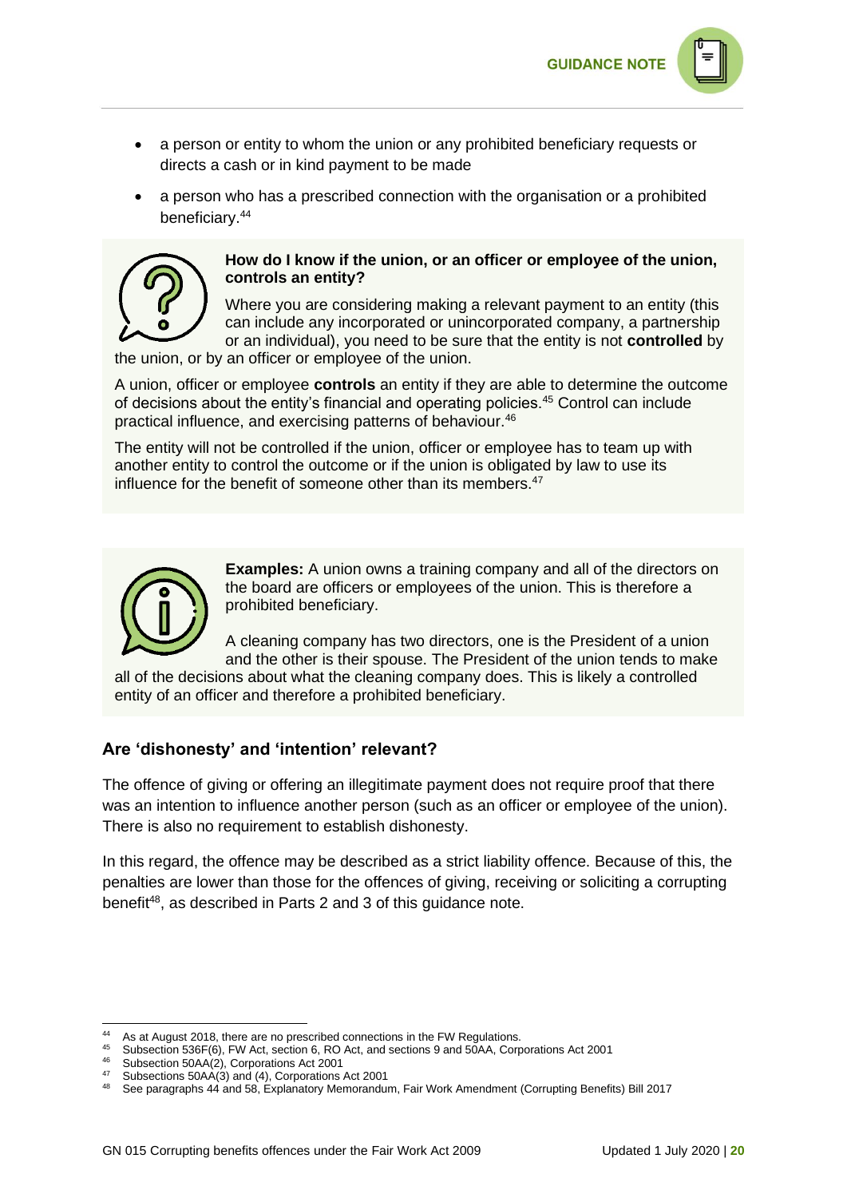- a person or entity to whom the union or any prohibited beneficiary requests or directs a cash or in kind payment to be made
- a person who has a prescribed connection with the organisation or a prohibited beneficiary.[44]

**How do I know if the union, or an officer or employee of the union, controls an entity?**

Where you are considering making a relevant payment to an entity (this can include any incorporated or unincorporated company, a partnership or an individual), you need to be sure that the entity is not **controlled** by the union, or by an officer or employee of the union.

A union, officer or employee **controls** an entity if they are able to determine the outcome of decisions about the entity's financial and operating policies.[45] Control can include practical influence, and exercising patterns of behaviour.[46]

The entity will not be controlled if the union, officer or employee has to team up with another entity to control the outcome or if the union is obligated by law to use its influence for the benefit of someone other than its members.[47]

**Examples:** A union owns a training company and all of the directors on the board are officers or employees of the union. This is therefore a prohibited beneficiary.

A cleaning company has two directors, one is the President of a union and the other is their spouse. The President of the union tends to make all of the decisions about what the cleaning company does. This is likely a controlled entity of an officer and therefore a prohibited beneficiary.

## Are 'dishonesty' and 'intention' relevant?

The offence of giving or offering an illegitimate payment does not require proof that there was an intention to influence another person (such as an officer or employee of the union). There is also no requirement to establish dishonesty.

In this regard, the offence may be described as a strict liability offence. Because of this, the penalties are lower than those for the offences of giving, receiving or soliciting a corrupting benefit[48], as described in Parts 2 and 3 of this guidance note.

---

[44] As at August 2018, there are no prescribed connections in the FW Regulations.

[45] Subsection 536F(6), FW Act, section 6, RO Act, and sections 9 and 50AA, Corporations Act 2001

[46] Subsection 50AA(2), Corporations Act 2001

[47] Subsections 50AA(3) and (4), Corporations Act 2001

[48] See paragraphs 44 and 58, Explanatory Memorandum, Fair Work Amendment (Corrupting Benefits) Bill 2017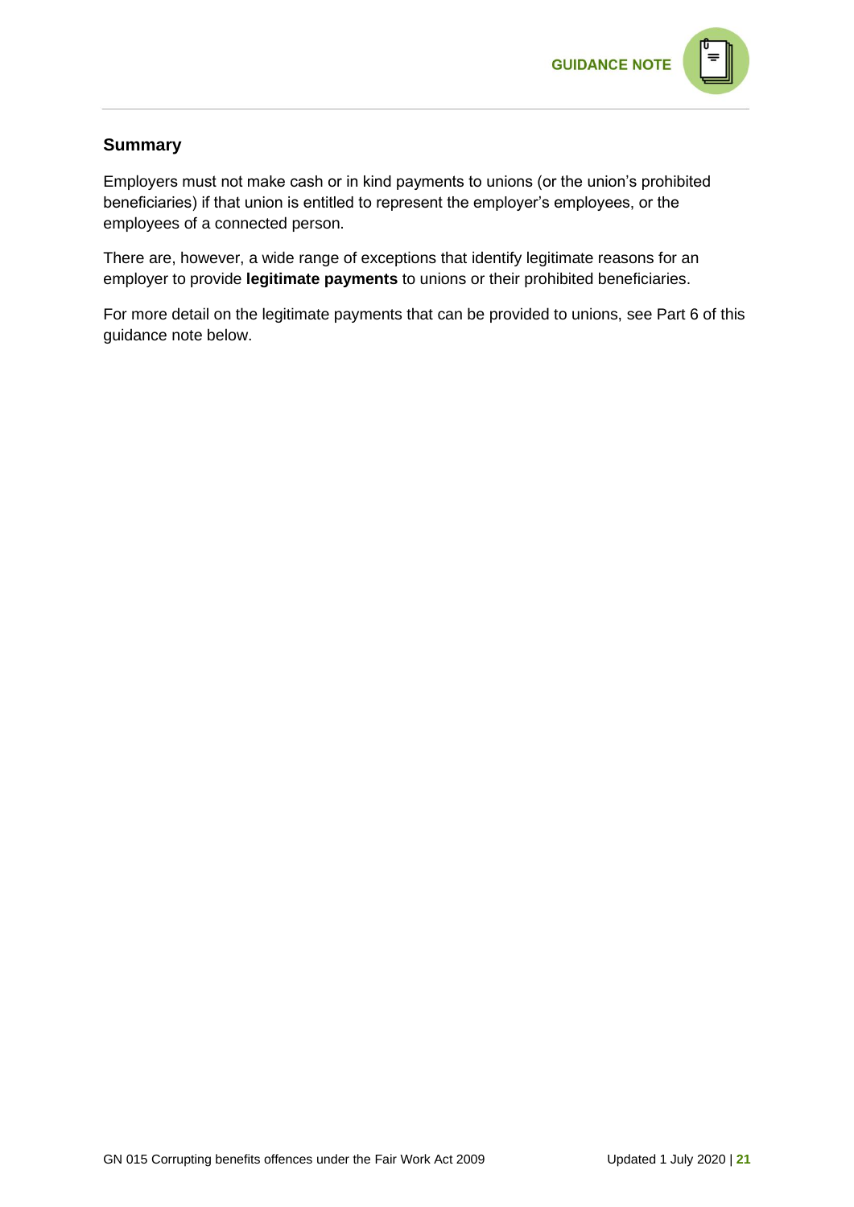## Summary

Employers must not make cash or in kind payments to unions (or the union's prohibited beneficiaries) if that union is entitled to represent the employer's employees, or the employees of a connected person.

There are, however, a wide range of exceptions that identify legitimate reasons for an employer to provide **legitimate payments** to unions or their prohibited beneficiaries.

For more detail on the legitimate payments that can be provided to unions, see Part 6 of this guidance note below.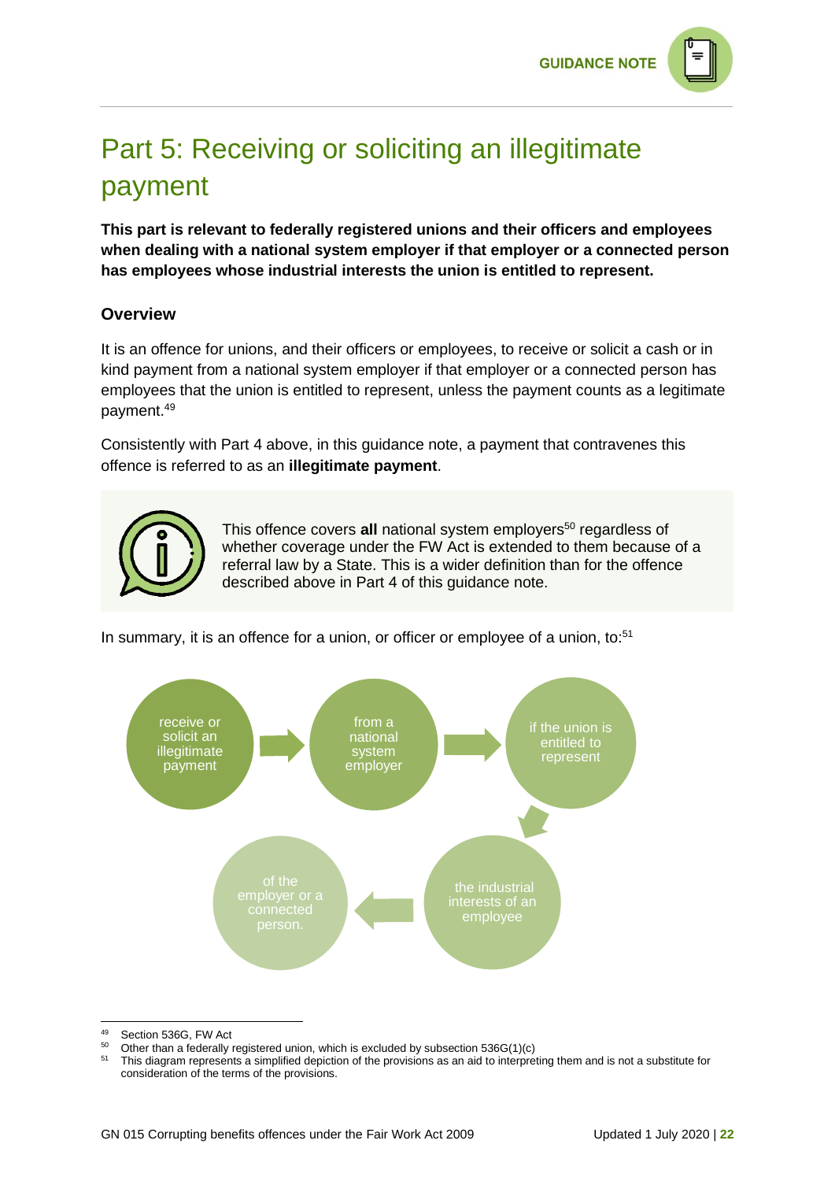# Part 5: Receiving or soliciting an illegitimate payment

**This part is relevant to federally registered unions and their officers and employees when dealing with a national system employer if that employer or a connected person has employees whose industrial interests the union is entitled to represent.**

### Overview

It is an offence for unions, and their officers or employees, to receive or solicit a cash or in kind payment from a national system employer if that employer or a connected person has employees that the union is entitled to represent, unless the payment counts as a legitimate payment.[49]

Consistently with Part 4 above, in this guidance note, a payment that contravenes this offence is referred to as an **illegitimate payment**.

> This offence covers **all** national system employers[50] regardless of whether coverage under the FW Act is extended to them because of a referral law by a State. This is a wider definition than for the offence described above in Part 4 of this guidance note.

In summary, it is an offence for a union, or officer or employee of a union, to:[51]

receive or solicit an illegitimate payment → from a national system employer → if the union is entitled to represent → the industrial interests of an employee → of the employer or a connected person.

---

[49] Section 536G, FW Act

[50] Other than a federally registered union, which is excluded by subsection 536G(1)(c)

[51] This diagram represents a simplified depiction of the provisions as an aid to interpreting them and is not a substitute for consideration of the terms of the provisions.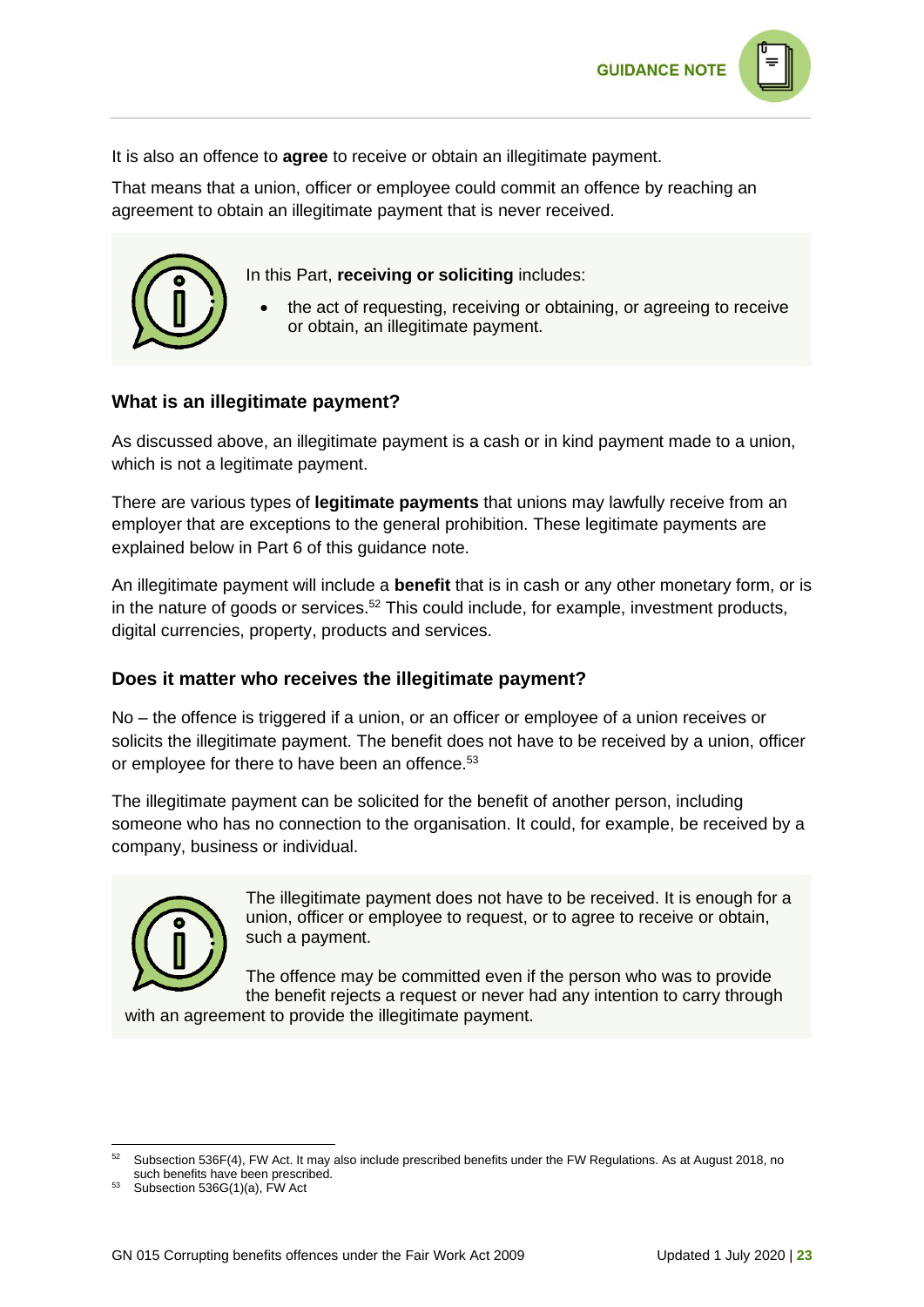It is also an offence to **agree** to receive or obtain an illegitimate payment.

That means that a union, officer or employee could commit an offence by reaching an agreement to obtain an illegitimate payment that is never received.

> In this Part, **receiving or soliciting** includes:
>
> - the act of requesting, receiving or obtaining, or agreeing to receive or obtain, an illegitimate payment.

### What is an illegitimate payment?

As discussed above, an illegitimate payment is a cash or in kind payment made to a union, which is not a legitimate payment.

There are various types of **legitimate payments** that unions may lawfully receive from an employer that are exceptions to the general prohibition. These legitimate payments are explained below in Part 6 of this guidance note.

An illegitimate payment will include a **benefit** that is in cash or any other monetary form, or is in the nature of goods or services.[52] This could include, for example, investment products, digital currencies, property, products and services.

### Does it matter who receives the illegitimate payment?

No – the offence is triggered if a union, or an officer or employee of a union receives or solicits the illegitimate payment. The benefit does not have to be received by a union, officer or employee for there to have been an offence.[53]

The illegitimate payment can be solicited for the benefit of another person, including someone who has no connection to the organisation. It could, for example, be received by a company, business or individual.

> The illegitimate payment does not have to be received. It is enough for a union, officer or employee to request, or to agree to receive or obtain, such a payment.
>
> The offence may be committed even if the person who was to provide the benefit rejects a request or never had any intention to carry through with an agreement to provide the illegitimate payment.

---

[52] Subsection 536F(4), FW Act. It may also include prescribed benefits under the FW Regulations. As at August 2018, no such benefits have been prescribed.

[53] Subsection 536G(1)(a), FW Act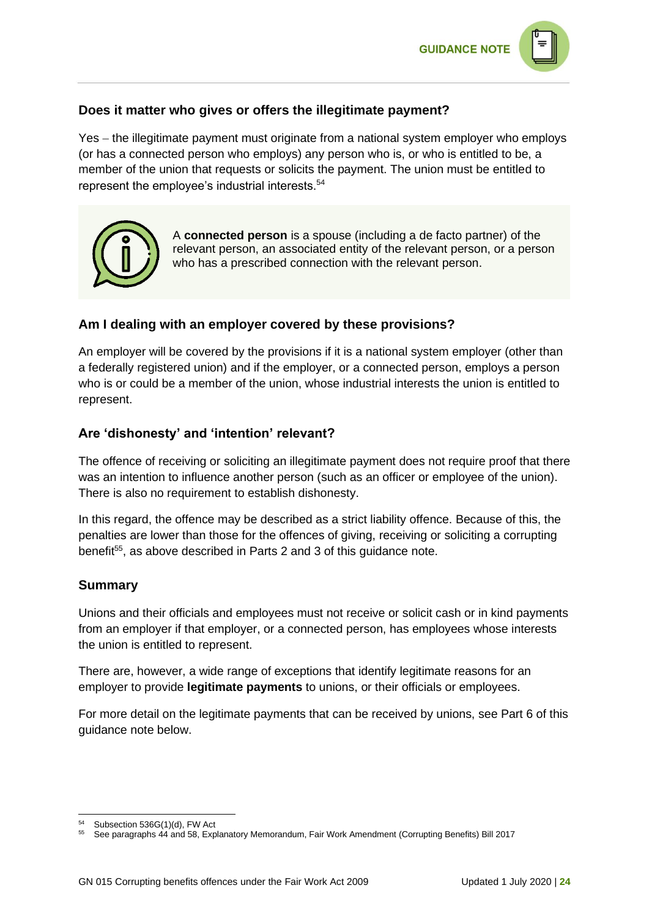### Does it matter who gives or offers the illegitimate payment?

Yes – the illegitimate payment must originate from a national system employer who employs (or has a connected person who employs) any person who is, or who is entitled to be, a member of the union that requests or solicits the payment. The union must be entitled to represent the employee's industrial interests.[54]

> A **connected person** is a spouse (including a de facto partner) of the relevant person, an associated entity of the relevant person, or a person who has a prescribed connection with the relevant person.

### Am I dealing with an employer covered by these provisions?

An employer will be covered by the provisions if it is a national system employer (other than a federally registered union) and if the employer, or a connected person, employs a person who is or could be a member of the union, whose industrial interests the union is entitled to represent.

### Are 'dishonesty' and 'intention' relevant?

The offence of receiving or soliciting an illegitimate payment does not require proof that there was an intention to influence another person (such as an officer or employee of the union). There is also no requirement to establish dishonesty.

In this regard, the offence may be described as a strict liability offence. Because of this, the penalties are lower than those for the offences of giving, receiving or soliciting a corrupting benefit[55], as above described in Parts 2 and 3 of this guidance note.

### Summary

Unions and their officials and employees must not receive or solicit cash or in kind payments from an employer if that employer, or a connected person, has employees whose interests the union is entitled to represent.

There are, however, a wide range of exceptions that identify legitimate reasons for an employer to provide **legitimate payments** to unions, or their officials or employees.

For more detail on the legitimate payments that can be received by unions, see Part 6 of this guidance note below.

---

[54] Subsection 536G(1)(d), FW Act

[55] See paragraphs 44 and 58, Explanatory Memorandum, Fair Work Amendment (Corrupting Benefits) Bill 2017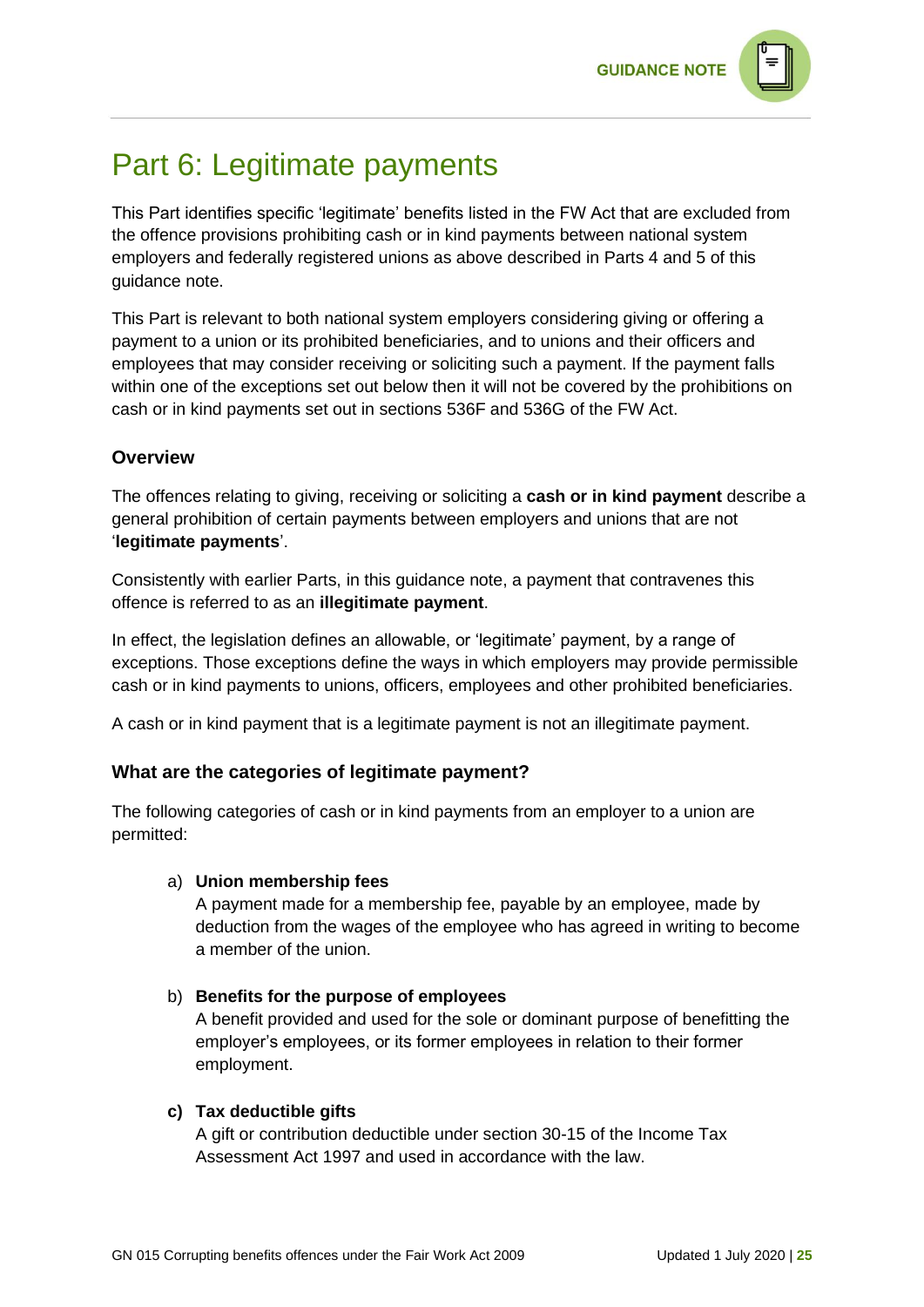# Part 6: Legitimate payments

This Part identifies specific 'legitimate' benefits listed in the FW Act that are excluded from the offence provisions prohibiting cash or in kind payments between national system employers and federally registered unions as above described in Parts 4 and 5 of this guidance note.

This Part is relevant to both national system employers considering giving or offering a payment to a union or its prohibited beneficiaries, and to unions and their officers and employees that may consider receiving or soliciting such a payment. If the payment falls within one of the exceptions set out below then it will not be covered by the prohibitions on cash or in kind payments set out in sections 536F and 536G of the FW Act.

### Overview

The offences relating to giving, receiving or soliciting a **cash or in kind payment** describe a general prohibition of certain payments between employers and unions that are not '**legitimate payments**'.

Consistently with earlier Parts, in this guidance note, a payment that contravenes this offence is referred to as an **illegitimate payment**.

In effect, the legislation defines an allowable, or 'legitimate' payment, by a range of exceptions. Those exceptions define the ways in which employers may provide permissible cash or in kind payments to unions, officers, employees and other prohibited beneficiaries.

A cash or in kind payment that is a legitimate payment is not an illegitimate payment.

### What are the categories of legitimate payment?

The following categories of cash or in kind payments from an employer to a union are permitted:

a) **Union membership fees**
   A payment made for a membership fee, payable by an employee, made by deduction from the wages of the employee who has agreed in writing to become a member of the union.

b) **Benefits for the purpose of employees**
   A benefit provided and used for the sole or dominant purpose of benefitting the employer's employees, or its former employees in relation to their former employment.

**c) Tax deductible gifts**
   A gift or contribution deductible under section 30-15 of the Income Tax Assessment Act 1997 and used in accordance with the law.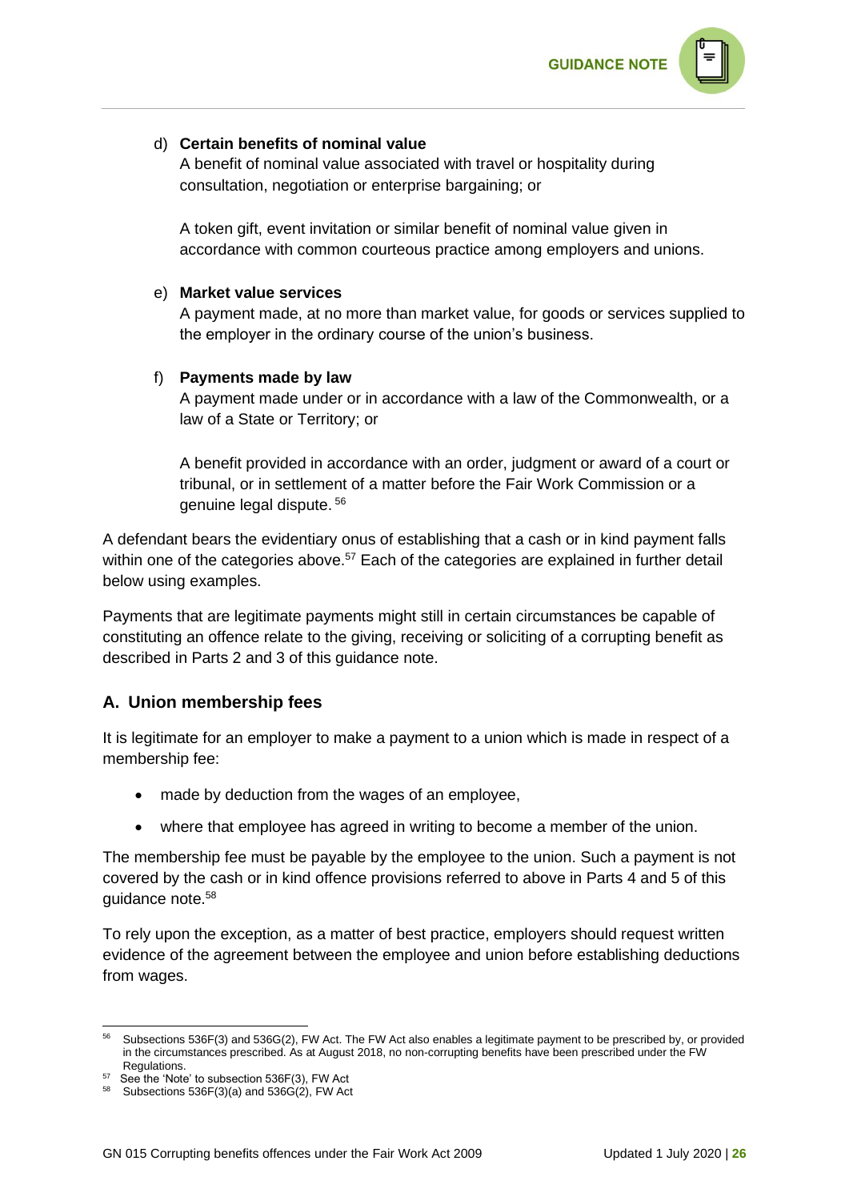d) **Certain benefits of nominal value**

A benefit of nominal value associated with travel or hospitality during consultation, negotiation or enterprise bargaining; or

A token gift, event invitation or similar benefit of nominal value given in accordance with common courteous practice among employers and unions.

e) **Market value services**

A payment made, at no more than market value, for goods or services supplied to the employer in the ordinary course of the union's business.

f) **Payments made by law**

A payment made under or in accordance with a law of the Commonwealth, or a law of a State or Territory; or

A benefit provided in accordance with an order, judgment or award of a court or tribunal, or in settlement of a matter before the Fair Work Commission or a genuine legal dispute. [56]

A defendant bears the evidentiary onus of establishing that a cash or in kind payment falls within one of the categories above.[57] Each of the categories are explained in further detail below using examples.

Payments that are legitimate payments might still in certain circumstances be capable of constituting an offence relate to the giving, receiving or soliciting of a corrupting benefit as described in Parts 2 and 3 of this guidance note.

## A. Union membership fees

It is legitimate for an employer to make a payment to a union which is made in respect of a membership fee:

- made by deduction from the wages of an employee,
- where that employee has agreed in writing to become a member of the union.

The membership fee must be payable by the employee to the union. Such a payment is not covered by the cash or in kind offence provisions referred to above in Parts 4 and 5 of this guidance note.[58]

To rely upon the exception, as a matter of best practice, employers should request written evidence of the agreement between the employee and union before establishing deductions from wages.

---

[56] Subsections 536F(3) and 536G(2), FW Act. The FW Act also enables a legitimate payment to be prescribed by, or provided in the circumstances prescribed. As at August 2018, no non-corrupting benefits have been prescribed under the FW Regulations.

[57] See the 'Note' to subsection 536F(3), FW Act

[58] Subsections 536F(3)(a) and 536G(2), FW Act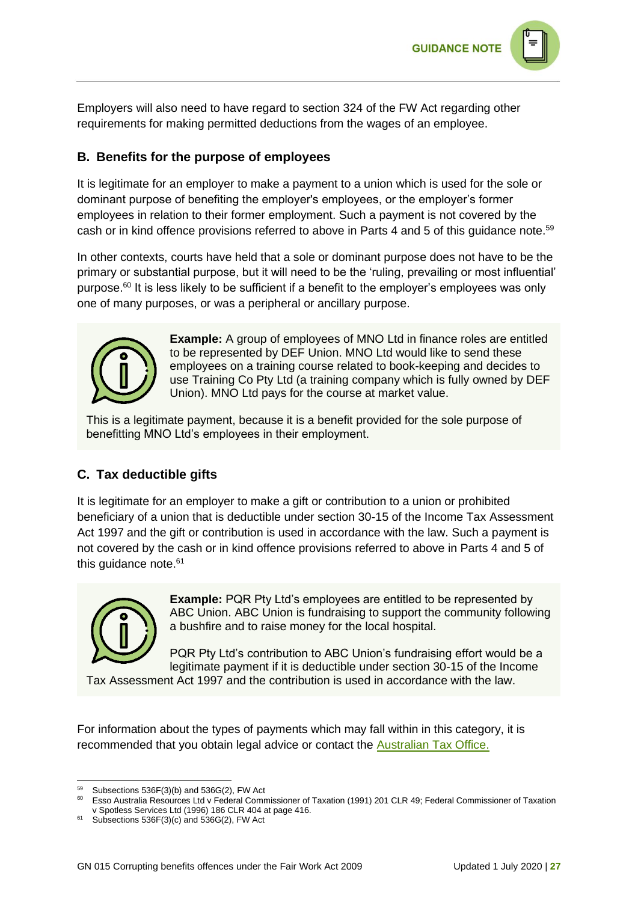Employers will also need to have regard to section 324 of the FW Act regarding other requirements for making permitted deductions from the wages of an employee.

## B. Benefits for the purpose of employees

It is legitimate for an employer to make a payment to a union which is used for the sole or dominant purpose of benefiting the employer's employees, or the employer's former employees in relation to their former employment. Such a payment is not covered by the cash or in kind offence provisions referred to above in Parts 4 and 5 of this guidance note.[59]

In other contexts, courts have held that a sole or dominant purpose does not have to be the primary or substantial purpose, but it will need to be the 'ruling, prevailing or most influential' purpose.[60] It is less likely to be sufficient if a benefit to the employer's employees was only one of many purposes, or was a peripheral or ancillary purpose.

> **Example:** A group of employees of MNO Ltd in finance roles are entitled to be represented by DEF Union. MNO Ltd would like to send these employees on a training course related to book-keeping and decides to use Training Co Pty Ltd (a training company which is fully owned by DEF Union). MNO Ltd pays for the course at market value.
>
> This is a legitimate payment, because it is a benefit provided for the sole purpose of benefitting MNO Ltd's employees in their employment.

## C. Tax deductible gifts

It is legitimate for an employer to make a gift or contribution to a union or prohibited beneficiary of a union that is deductible under section 30-15 of the Income Tax Assessment Act 1997 and the gift or contribution is used in accordance with the law. Such a payment is not covered by the cash or in kind offence provisions referred to above in Parts 4 and 5 of this guidance note.[61]

> **Example:** PQR Pty Ltd's employees are entitled to be represented by ABC Union. ABC Union is fundraising to support the community following a bushfire and to raise money for the local hospital.
>
> PQR Pty Ltd's contribution to ABC Union's fundraising effort would be a legitimate payment if it is deductible under section 30-15 of the Income Tax Assessment Act 1997 and the contribution is used in accordance with the law.

For information about the types of payments which may fall within in this category, it is recommended that you obtain legal advice or contact the [Australian Tax Office.]()

---

[59] Subsections 536F(3)(b) and 536G(2), FW Act

[60] Esso Australia Resources Ltd v Federal Commissioner of Taxation (1991) 201 CLR 49; Federal Commissioner of Taxation v Spotless Services Ltd (1996) 186 CLR 404 at page 416.

[61] Subsections 536F(3)(c) and 536G(2), FW Act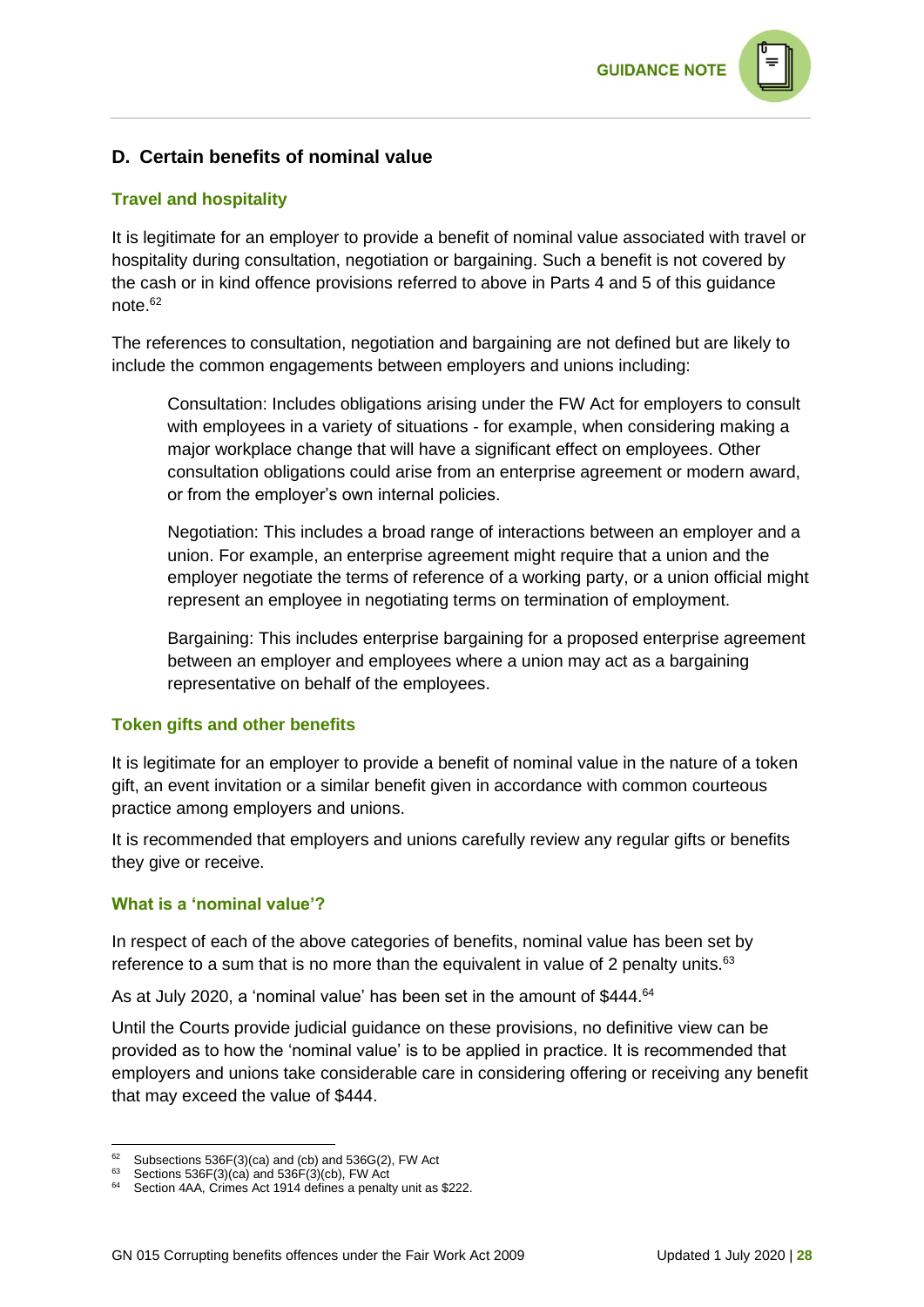## D. Certain benefits of nominal value

### Travel and hospitality

It is legitimate for an employer to provide a benefit of nominal value associated with travel or hospitality during consultation, negotiation or bargaining. Such a benefit is not covered by the cash or in kind offence provisions referred to above in Parts 4 and 5 of this guidance note.[62]

The references to consultation, negotiation and bargaining are not defined but are likely to include the common engagements between employers and unions including:

> Consultation: Includes obligations arising under the FW Act for employers to consult with employees in a variety of situations - for example, when considering making a major workplace change that will have a significant effect on employees. Other consultation obligations could arise from an enterprise agreement or modern award, or from the employer's own internal policies.
>
> Negotiation: This includes a broad range of interactions between an employer and a union. For example, an enterprise agreement might require that a union and the employer negotiate the terms of reference of a working party, or a union official might represent an employee in negotiating terms on termination of employment.
>
> Bargaining: This includes enterprise bargaining for a proposed enterprise agreement between an employer and employees where a union may act as a bargaining representative on behalf of the employees.

### Token gifts and other benefits

It is legitimate for an employer to provide a benefit of nominal value in the nature of a token gift, an event invitation or a similar benefit given in accordance with common courteous practice among employers and unions.

It is recommended that employers and unions carefully review any regular gifts or benefits they give or receive.

### What is a 'nominal value'?

In respect of each of the above categories of benefits, nominal value has been set by reference to a sum that is no more than the equivalent in value of 2 penalty units.[63]

As at July 2020, a 'nominal value' has been set in the amount of $444.[64]

Until the Courts provide judicial guidance on these provisions, no definitive view can be provided as to how the 'nominal value' is to be applied in practice. It is recommended that employers and unions take considerable care in considering offering or receiving any benefit that may exceed the value of $444.

---

[62] Subsections 536F(3)(ca) and (cb) and 536G(2), FW Act

[63] Sections 536F(3)(ca) and 536F(3)(cb), FW Act

[64] Section 4AA, Crimes Act 1914 defines a penalty unit as $222.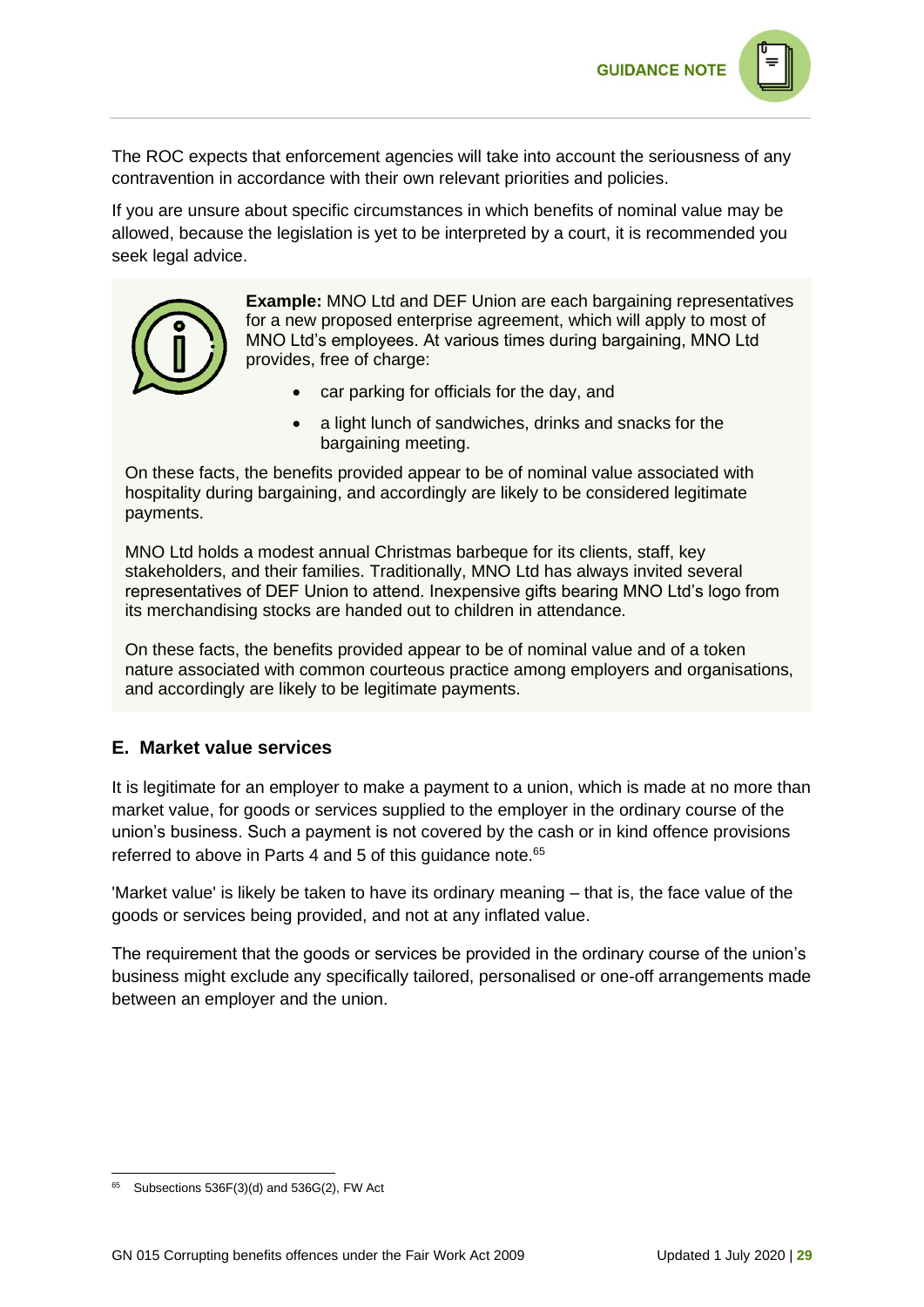The ROC expects that enforcement agencies will take into account the seriousness of any contravention in accordance with their own relevant priorities and policies.

If you are unsure about specific circumstances in which benefits of nominal value may be allowed, because the legislation is yet to be interpreted by a court, it is recommended you seek legal advice.

**Example:** MNO Ltd and DEF Union are each bargaining representatives for a new proposed enterprise agreement, which will apply to most of MNO Ltd's employees. At various times during bargaining, MNO Ltd provides, free of charge:

- car parking for officials for the day, and
- a light lunch of sandwiches, drinks and snacks for the bargaining meeting.

On these facts, the benefits provided appear to be of nominal value associated with hospitality during bargaining, and accordingly are likely to be considered legitimate payments.

MNO Ltd holds a modest annual Christmas barbeque for its clients, staff, key stakeholders, and their families. Traditionally, MNO Ltd has always invited several representatives of DEF Union to attend. Inexpensive gifts bearing MNO Ltd's logo from its merchandising stocks are handed out to children in attendance.

On these facts, the benefits provided appear to be of nominal value and of a token nature associated with common courteous practice among employers and organisations, and accordingly are likely to be legitimate payments.

## E. Market value services

It is legitimate for an employer to make a payment to a union, which is made at no more than market value, for goods or services supplied to the employer in the ordinary course of the union's business. Such a payment is not covered by the cash or in kind offence provisions referred to above in Parts 4 and 5 of this guidance note.[65]

'Market value' is likely be taken to have its ordinary meaning – that is, the face value of the goods or services being provided, and not at any inflated value.

The requirement that the goods or services be provided in the ordinary course of the union's business might exclude any specifically tailored, personalised or one-off arrangements made between an employer and the union.

---

[65] Subsections 536F(3)(d) and 536G(2), FW Act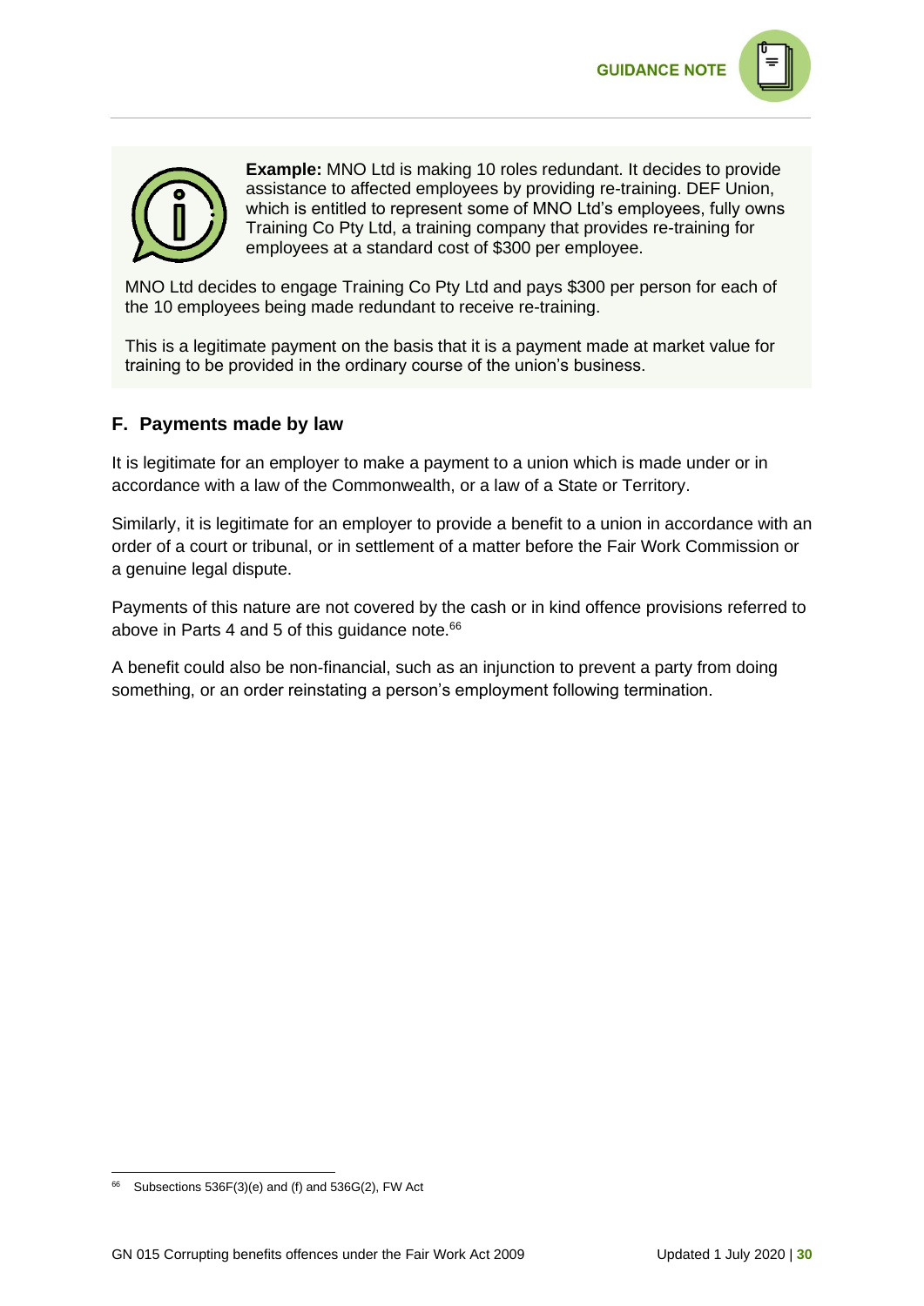**Example:** MNO Ltd is making 10 roles redundant. It decides to provide assistance to affected employees by providing re-training. DEF Union, which is entitled to represent some of MNO Ltd's employees, fully owns Training Co Pty Ltd, a training company that provides re-training for employees at a standard cost of $300 per employee.

MNO Ltd decides to engage Training Co Pty Ltd and pays $300 per person for each of the 10 employees being made redundant to receive re-training.

This is a legitimate payment on the basis that it is a payment made at market value for training to be provided in the ordinary course of the union's business.

## F. Payments made by law

It is legitimate for an employer to make a payment to a union which is made under or in accordance with a law of the Commonwealth, or a law of a State or Territory.

Similarly, it is legitimate for an employer to provide a benefit to a union in accordance with an order of a court or tribunal, or in settlement of a matter before the Fair Work Commission or a genuine legal dispute.

Payments of this nature are not covered by the cash or in kind offence provisions referred to above in Parts 4 and 5 of this guidance note.[66]

A benefit could also be non-financial, such as an injunction to prevent a party from doing something, or an order reinstating a person's employment following termination.

---

[66] Subsections 536F(3)(e) and (f) and 536G(2), FW Act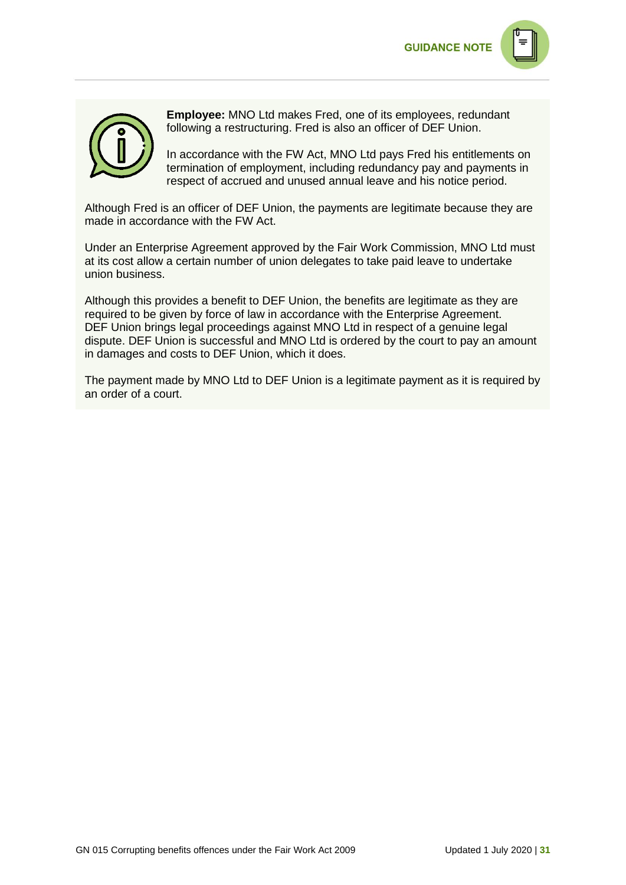**Employee:** MNO Ltd makes Fred, one of its employees, redundant following a restructuring. Fred is also an officer of DEF Union.

In accordance with the FW Act, MNO Ltd pays Fred his entitlements on termination of employment, including redundancy pay and payments in respect of accrued and unused annual leave and his notice period.

Although Fred is an officer of DEF Union, the payments are legitimate because they are made in accordance with the FW Act.

Under an Enterprise Agreement approved by the Fair Work Commission, MNO Ltd must at its cost allow a certain number of union delegates to take paid leave to undertake union business.

Although this provides a benefit to DEF Union, the benefits are legitimate as they are required to be given by force of law in accordance with the Enterprise Agreement. DEF Union brings legal proceedings against MNO Ltd in respect of a genuine legal dispute. DEF Union is successful and MNO Ltd is ordered by the court to pay an amount in damages and costs to DEF Union, which it does.

The payment made by MNO Ltd to DEF Union is a legitimate payment as it is required by an order of a court.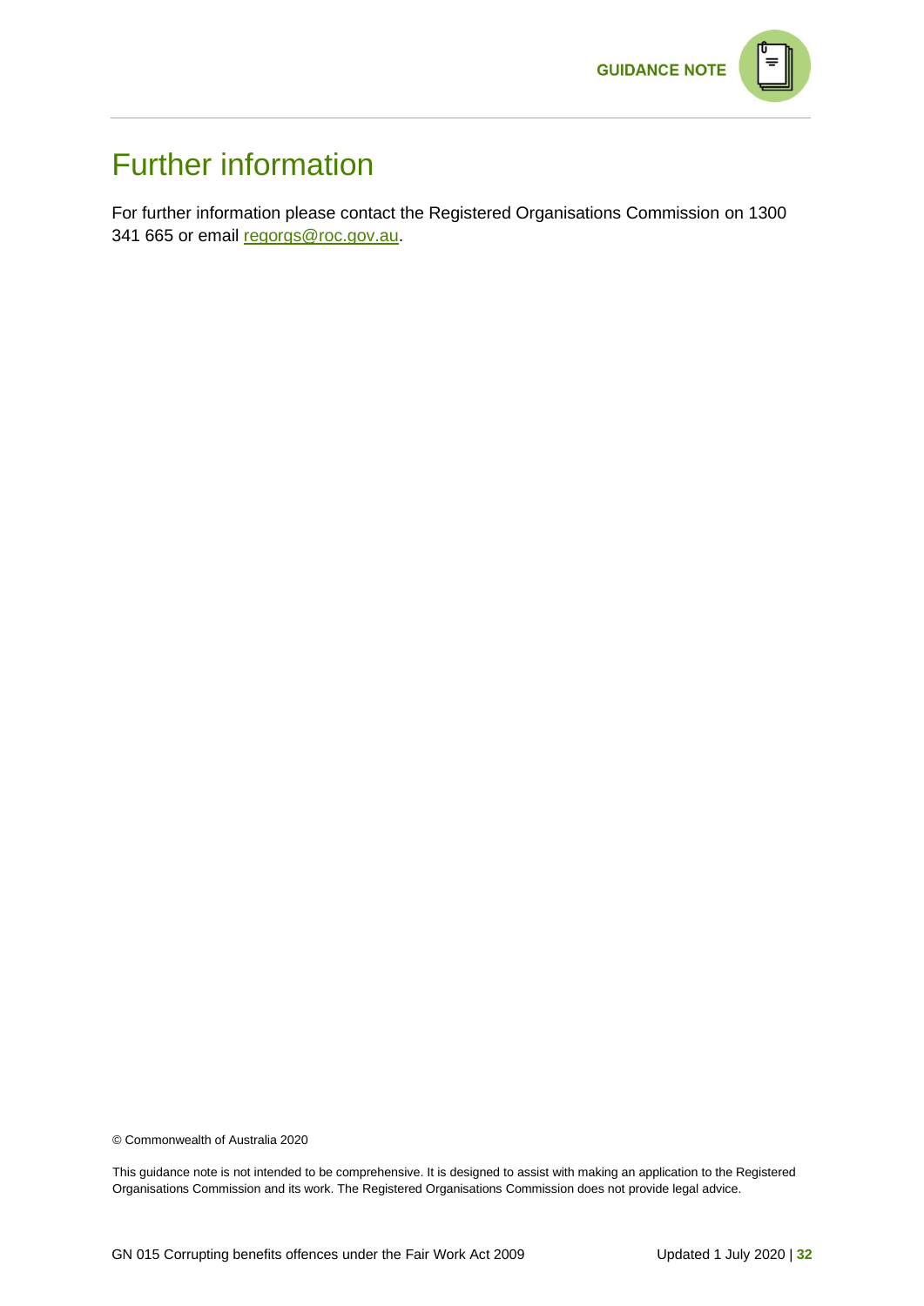# Further information

For further information please contact the Registered Organisations Commission on 1300 341 665 or email regorgs@roc.gov.au.

© Commonwealth of Australia 2020

This guidance note is not intended to be comprehensive. It is designed to assist with making an application to the Registered Organisations Commission and its work. The Registered Organisations Commission does not provide legal advice.